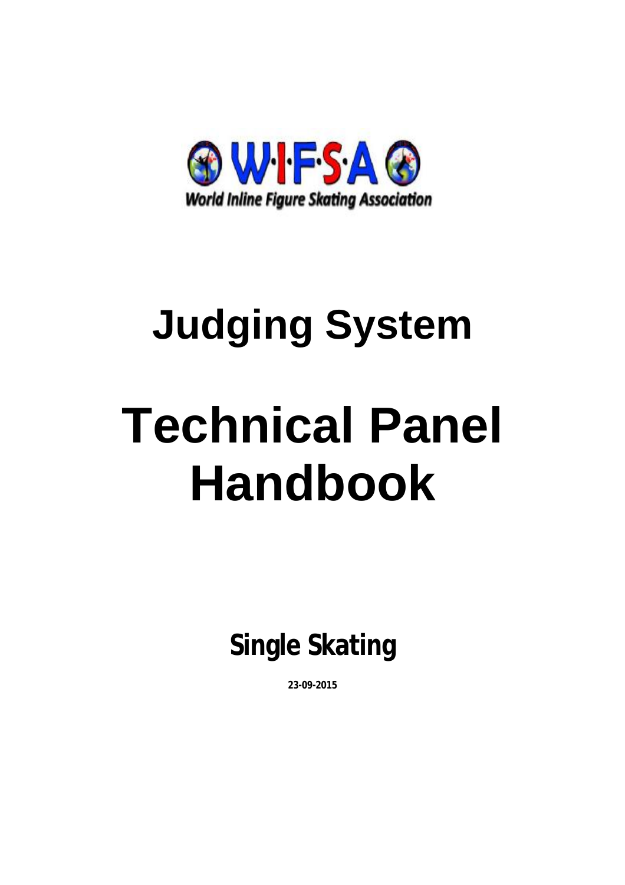W·I·F·S·A

World Inline Figure Skating Association

# Judging System

# Technical Panel Handbook

## Single Skating

**23-09-2015**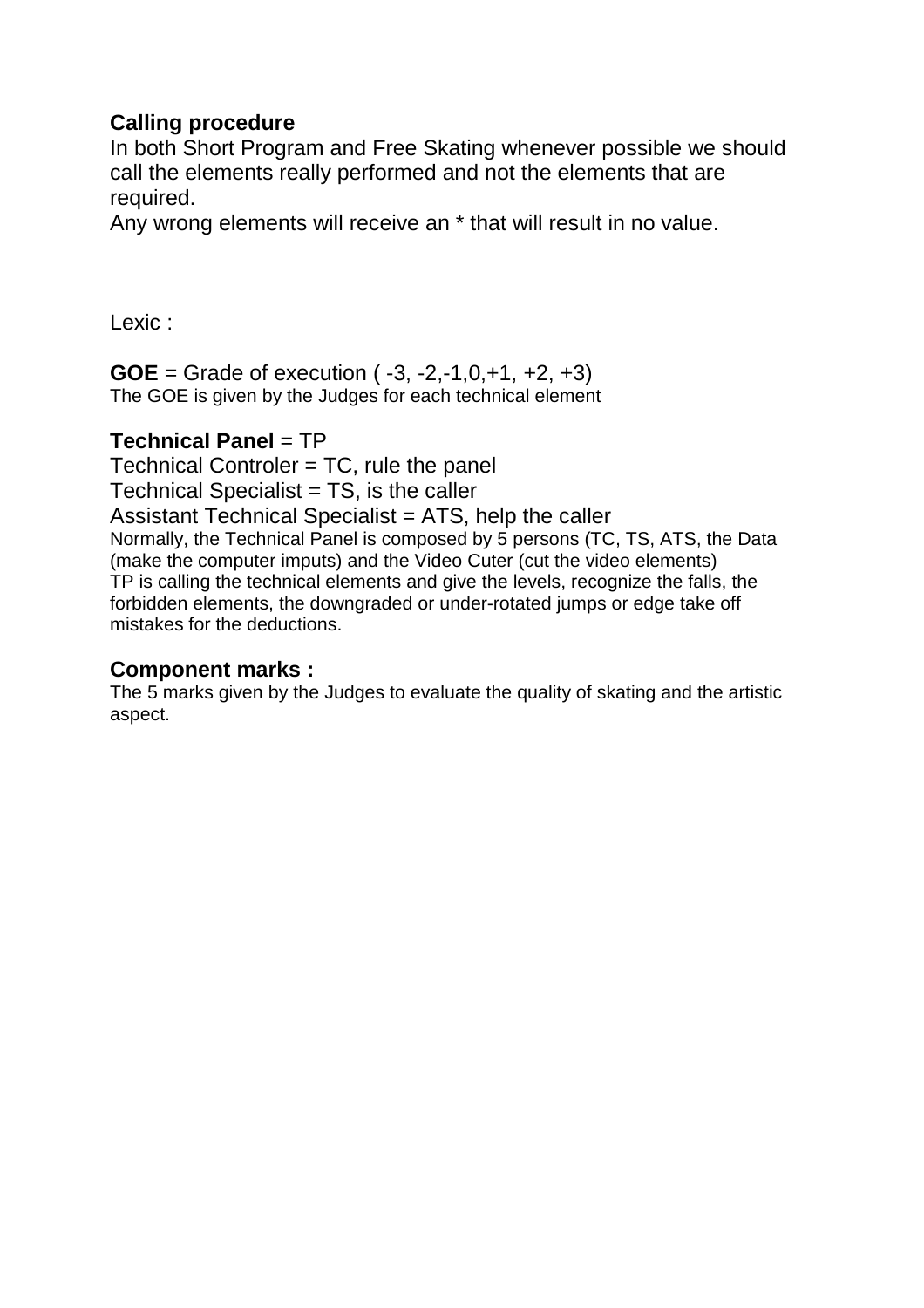**Calling procedure**

In both Short Program and Free Skating whenever possible we should call the elements really performed and not the elements that are required.

Any wrong elements will receive an * that will result in no value.

Lexic :

**GOE** = Grade of execution ( -3, -2,-1,0,+1, +2, +3)

The GOE is given by the Judges for each technical element

**Technical Panel** = TP

Technical Controler = TC, rule the panel

Technical Specialist = TS, is the caller

Assistant Technical Specialist = ATS, help the caller

Normally, the Technical Panel is composed by 5 persons (TC, TS, ATS, the Data (make the computer imputs) and the Video Cuter (cut the video elements)

TP is calling the technical elements and give the levels, recognize the falls, the forbidden elements, the downgraded or under-rotated jumps or edge take off mistakes for the deductions.

**Component marks :**

The 5 marks given by the Judges to evaluate the quality of skating and the artistic aspect.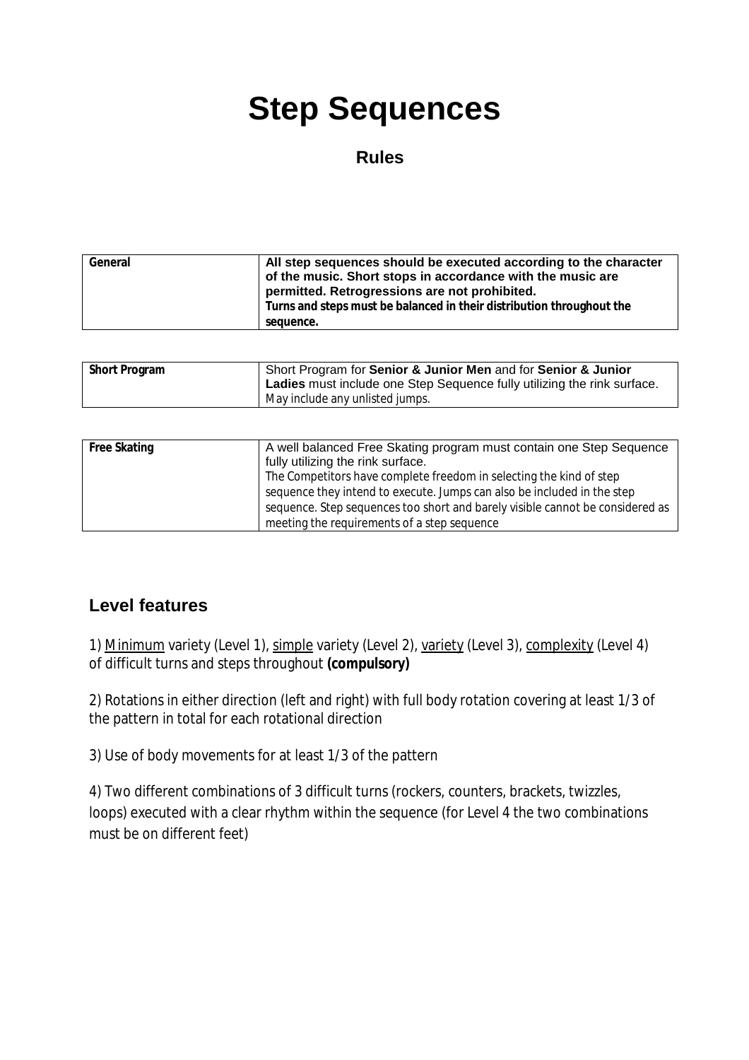# Step Sequences

## Rules

| General | **All step sequences should be executed according to the character of the music. Short stops in accordance with the music are permitted. Retrogressions are not prohibited.** **Turns and steps must be balanced in their distribution throughout the sequence.** |
|---|---|

| Short Program | Short Program for **Senior & Junior Men** and for **Senior & Junior Ladies** must include one Step Sequence fully utilizing the rink surface. May include any unlisted jumps. |
|---|---|

| Free Skating | A well balanced Free Skating program must contain one Step Sequence fully utilizing the rink surface. The Competitors have complete freedom in selecting the kind of step sequence they intend to execute. Jumps can also be included in the step sequence. Step sequences too short and barely visible cannot be considered as meeting the requirements of a step sequence |
|---|---|

## Level features

1) <u>Minimum</u> variety (Level 1), <u>simple</u> variety (Level 2), <u>variety</u> (Level 3), <u>complexity</u> (Level 4) of difficult turns and steps throughout **(compulsory)**

2) Rotations in either direction (left and right) with full body rotation covering at least 1/3 of the pattern in total for each rotational direction

3) Use of body movements for at least 1/3 of the pattern

4) Two different combinations of 3 difficult turns (rockers, counters, brackets, twizzles, loops) executed with a clear rhythm within the sequence (for Level 4 the two combinations must be on different feet)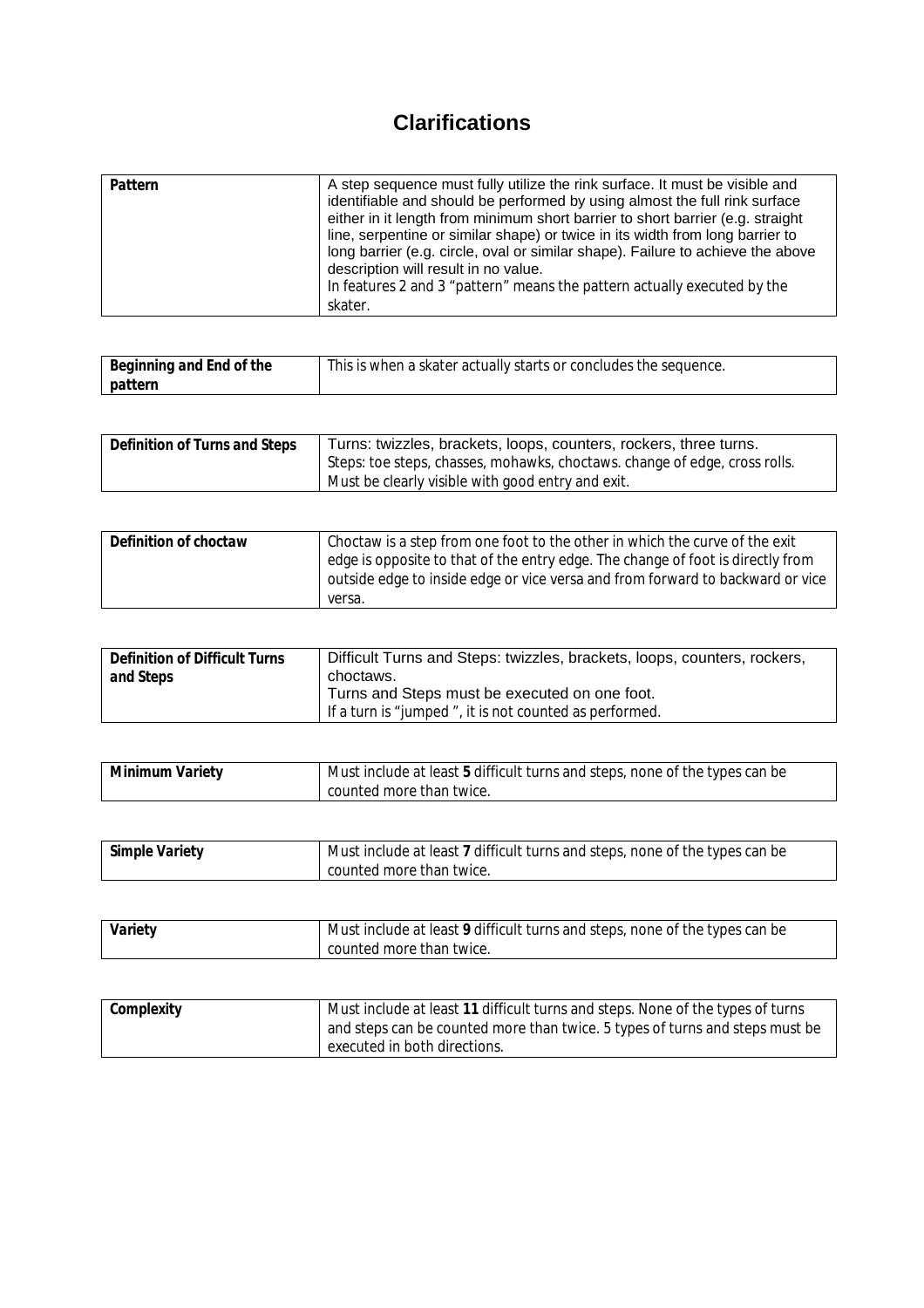# Clarifications

| Pattern | A step sequence must fully utilize the rink surface. It must be visible and identifiable and should be performed by using almost the full rink surface either in it length from minimum short barrier to short barrier (e.g. straight line, serpentine or similar shape) or twice in its width from long barrier to long barrier (e.g. circle, oval or similar shape). Failure to achieve the above description will result in no value.<br>In features 2 and 3 "pattern" means the pattern actually executed by the skater. |
|---|---|

| Beginning and End of the pattern | This is when a skater actually starts or concludes the sequence. |
|---|---|

| Definition of Turns and Steps | Turns: twizzles, brackets, loops, counters, rockers, three turns.<br>Steps: toe steps, chasses, mohawks, choctaws. change of edge, cross rolls.<br>Must be clearly visible with good entry and exit. |
|---|---|

| Definition of choctaw | Choctaw is a step from one foot to the other in which the curve of the exit edge is opposite to that of the entry edge. The change of foot is directly from outside edge to inside edge or vice versa and from forward to backward or vice versa. |
|---|---|

| Definition of Difficult Turns and Steps | Difficult Turns and Steps: twizzles, brackets, loops, counters, rockers, choctaws.<br>Turns and Steps must be executed on one foot.<br>If a turn is "jumped ", it is not counted as performed. |
|---|---|

| Minimum Variety | Must include at least **5** difficult turns and steps, none of the types can be counted more than twice. |
|---|---|

| Simple Variety | Must include at least **7** difficult turns and steps, none of the types can be counted more than twice. |
|---|---|

| Variety | Must include at least **9** difficult turns and steps, none of the types can be counted more than twice. |
|---|---|

| Complexity | Must include at least **11** difficult turns and steps. None of the types of turns and steps can be counted more than twice. 5 types of turns and steps must be executed in both directions. |
|---|---|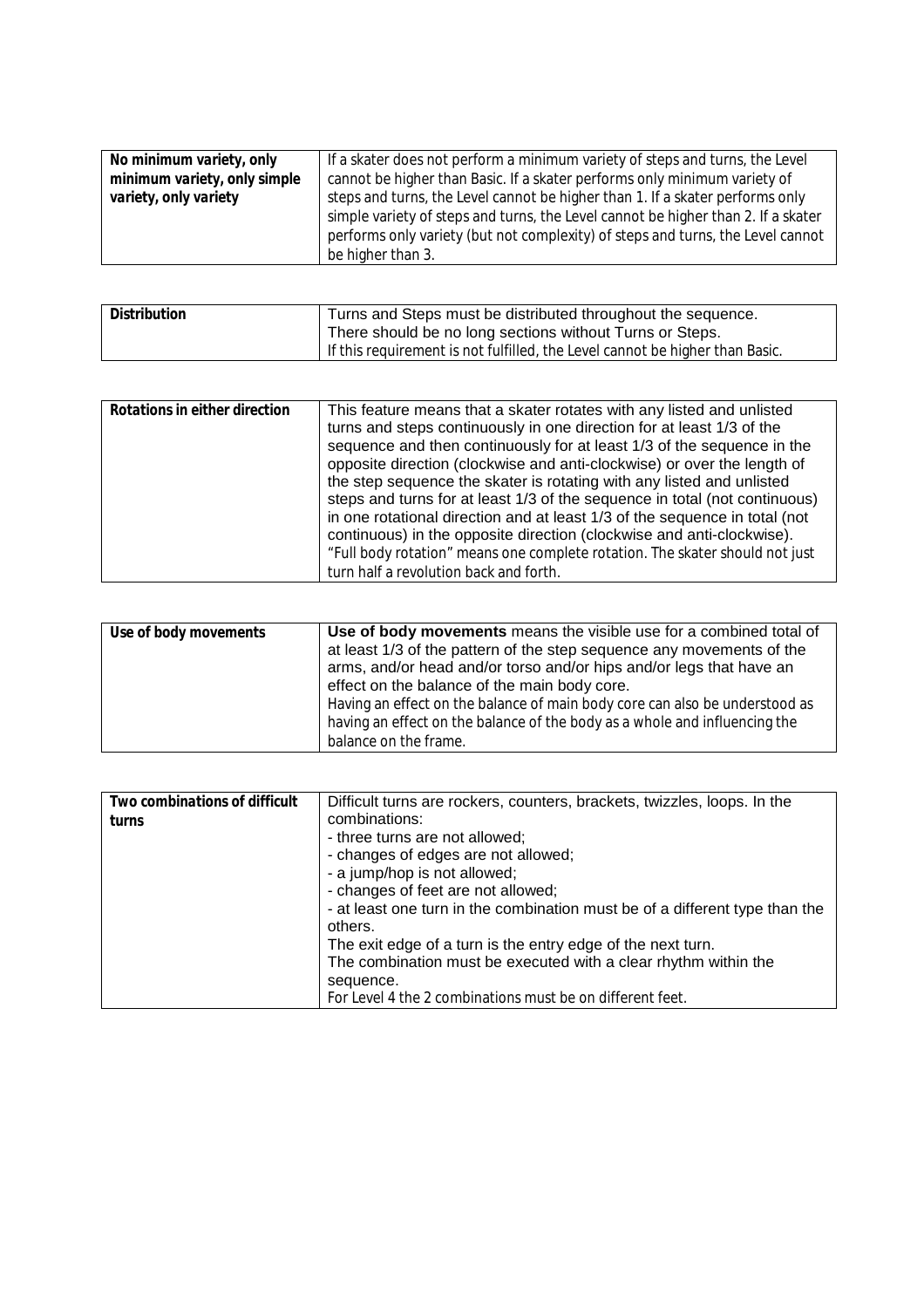| | |
|---|---|
| **No minimum variety, only minimum variety, only simple variety, only variety** | If a skater does not perform a minimum variety of steps and turns, the Level cannot be higher than Basic. If a skater performs only minimum variety of steps and turns, the Level cannot be higher than 1. If a skater performs only simple variety of steps and turns, the Level cannot be higher than 2. If a skater performs only variety (but not complexity) of steps and turns, the Level cannot be higher than 3. |

| | |
|---|---|
| **Distribution** | Turns and Steps must be distributed throughout the sequence. There should be no long sections without Turns or Steps. If this requirement is not fulfilled, the Level cannot be higher than Basic. |

| | |
|---|---|
| **Rotations in either direction** | This feature means that a skater rotates with any listed and unlisted turns and steps continuously in one direction for at least 1/3 of the sequence and then continuously for at least 1/3 of the sequence in the opposite direction (clockwise and anti-clockwise) or over the length of the step sequence the skater is rotating with any listed and unlisted steps and turns for at least 1/3 of the sequence in total (not continuous) in one rotational direction and at least 1/3 of the sequence in total (not continuous) in the opposite direction (clockwise and anti-clockwise). "Full body rotation" means one complete rotation. The skater should not just turn half a revolution back and forth. |

| | |
|---|---|
| **Use of body movements** | **Use of body movements** means the visible use for a combined total of at least 1/3 of the pattern of the step sequence any movements of the arms, and/or head and/or torso and/or hips and/or legs that have an effect on the balance of the main body core. Having an effect on the balance of main body core can also be understood as having an effect on the balance of the body as a whole and influencing the balance on the frame. |

| | |
|---|---|
| **Two combinations of difficult turns** | Difficult turns are rockers, counters, brackets, twizzles, loops. In the combinations:<br>- three turns are not allowed;<br>- changes of edges are not allowed;<br>- a jump/hop is not allowed;<br>- changes of feet are not allowed;<br>- at least one turn in the combination must be of a different type than the others.<br>The exit edge of a turn is the entry edge of the next turn.<br>The combination must be executed with a clear rhythm within the sequence.<br>For Level 4 the 2 combinations must be on different feet. |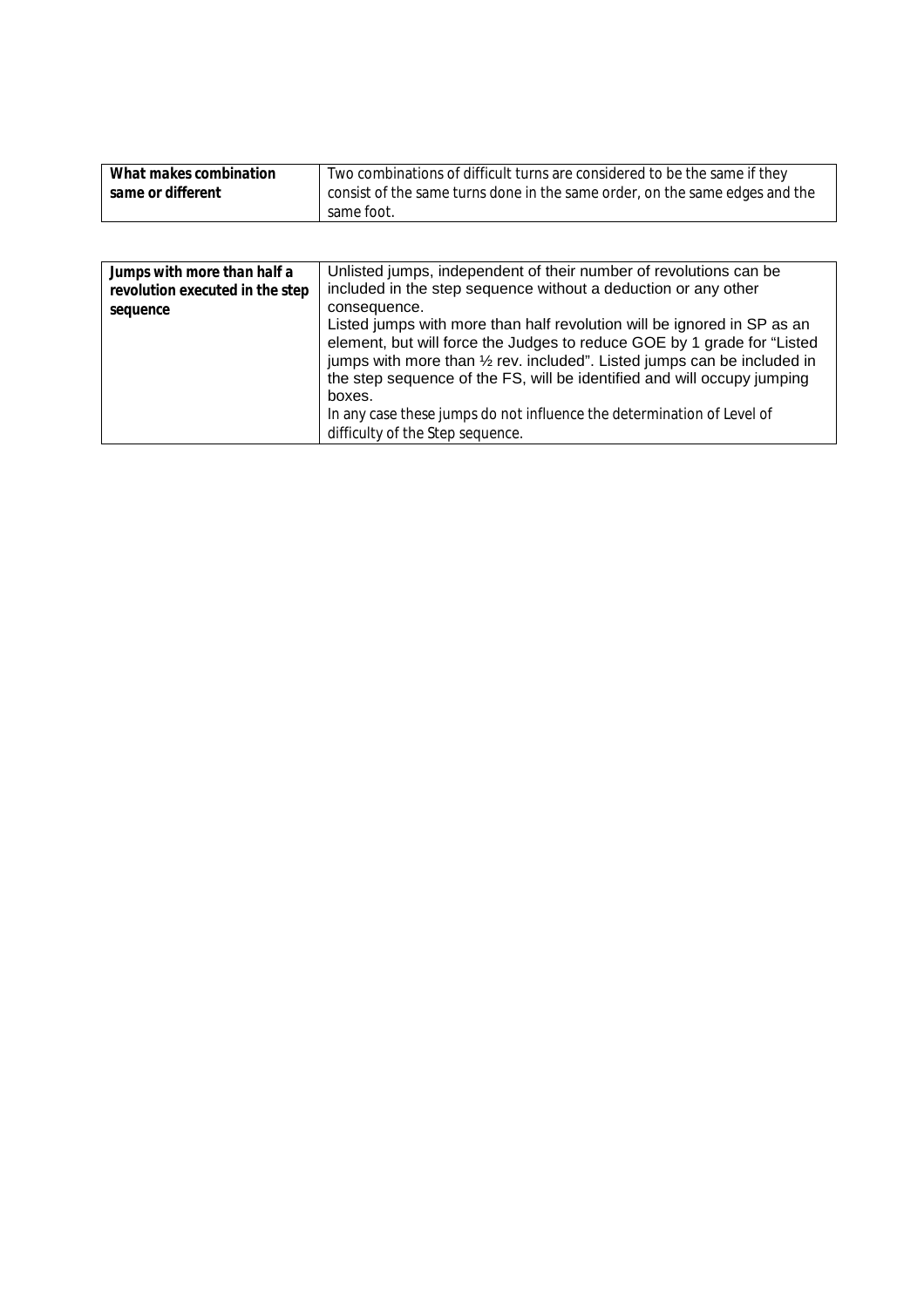| What makes combination same or different | Two combinations of difficult turns are considered to be the same if they consist of the same turns done in the same order, on the same edges and the same foot. |
|---|---|

| Jumps with more than half a revolution executed in the step sequence | Unlisted jumps, independent of their number of revolutions can be included in the step sequence without a deduction or any other consequence.<br>Listed jumps with more than half revolution will be ignored in SP as an element, but will force the Judges to reduce GOE by 1 grade for "Listed jumps with more than ½ rev. included". Listed jumps can be included in the step sequence of the FS, will be identified and will occupy jumping boxes.<br>In any case these jumps do not influence the determination of Level of difficulty of the Step sequence. |
|---|---|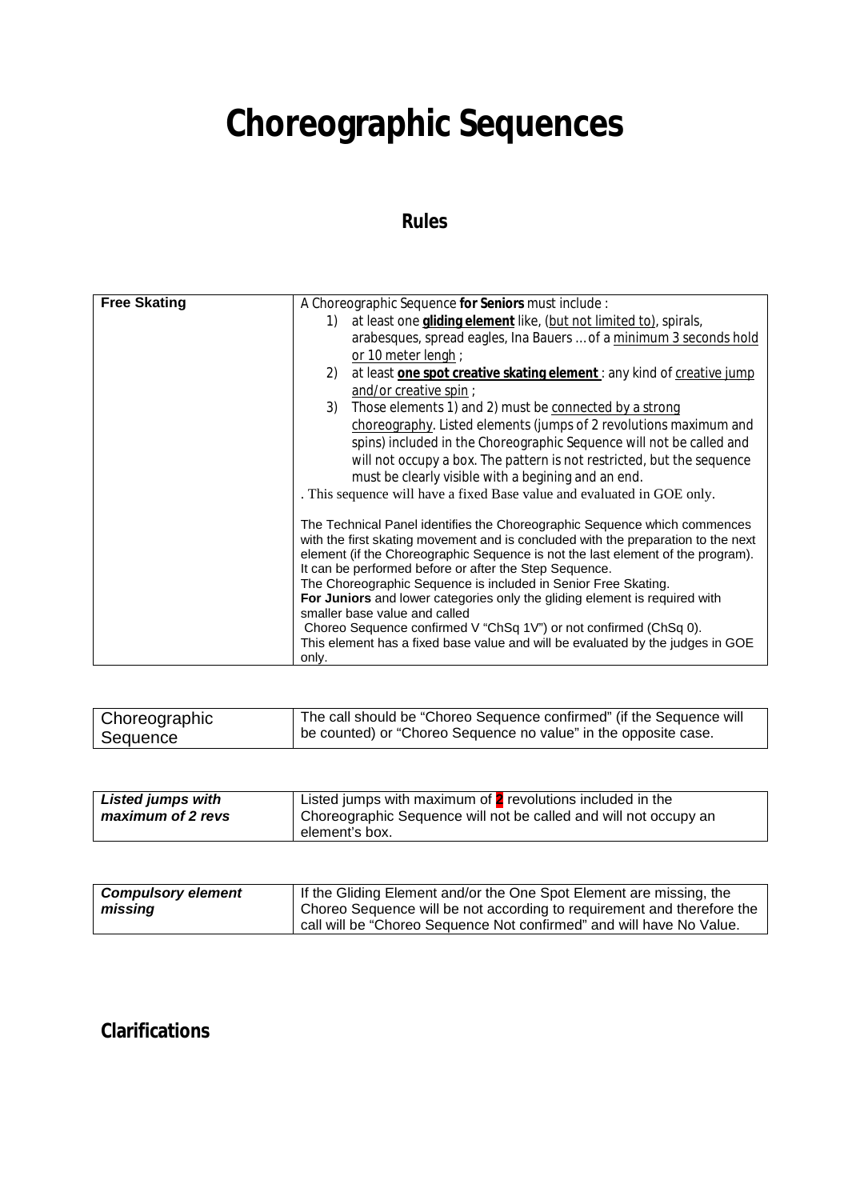# Choreographic Sequences

## Rules

| Free Skating | A Choreographic Sequence **for Seniors** must include :<br>1) at least one **gliding element** like, (but not limited to), spirals, arabesques, spread eagles, Ina Bauers … of a minimum 3 seconds hold or 10 meter lengh ;<br>2) at least **one spot creative skating element** : any kind of creative jump and/or creative spin ;<br>3) Those elements 1) and 2) must be connected by a strong choreography. Listed elements (jumps of 2 revolutions maximum and spins) included in the Choreographic Sequence will not be called and will not occupy a box. The pattern is not restricted, but the sequence must be clearly visible with a begining and an end.<br>. This sequence will have a fixed Base value and evaluated in GOE only.<br><br>The Technical Panel identifies the Choreographic Sequence which commences with the first skating movement and is concluded with the preparation to the next element (if the Choreographic Sequence is not the last element of the program). It can be performed before or after the Step Sequence.<br>The Choreographic Sequence is included in Senior Free Skating.<br>**For Juniors** and lower categories only the gliding element is required with smaller base value and called<br>Choreo Sequence confirmed V "ChSq 1V") or not confirmed (ChSq 0).<br>This element has a fixed base value and will be evaluated by the judges in GOE only. |
|---|---|

| Choreographic Sequence | The call should be "Choreo Sequence confirmed" (if the Sequence will be counted) or "Choreo Sequence no value" in the opposite case. |
|---|---|

| ***Listed jumps with maximum of 2 revs*** | Listed jumps with maximum of 2 revolutions included in the Choreographic Sequence will not be called and will not occupy an element's box. |
|---|---|

| ***Compulsory element missing*** | If the Gliding Element and/or the One Spot Element are missing, the Choreo Sequence will be not according to requirement and therefore the call will be "Choreo Sequence Not confirmed" and will have No Value. |
|---|---|

## Clarifications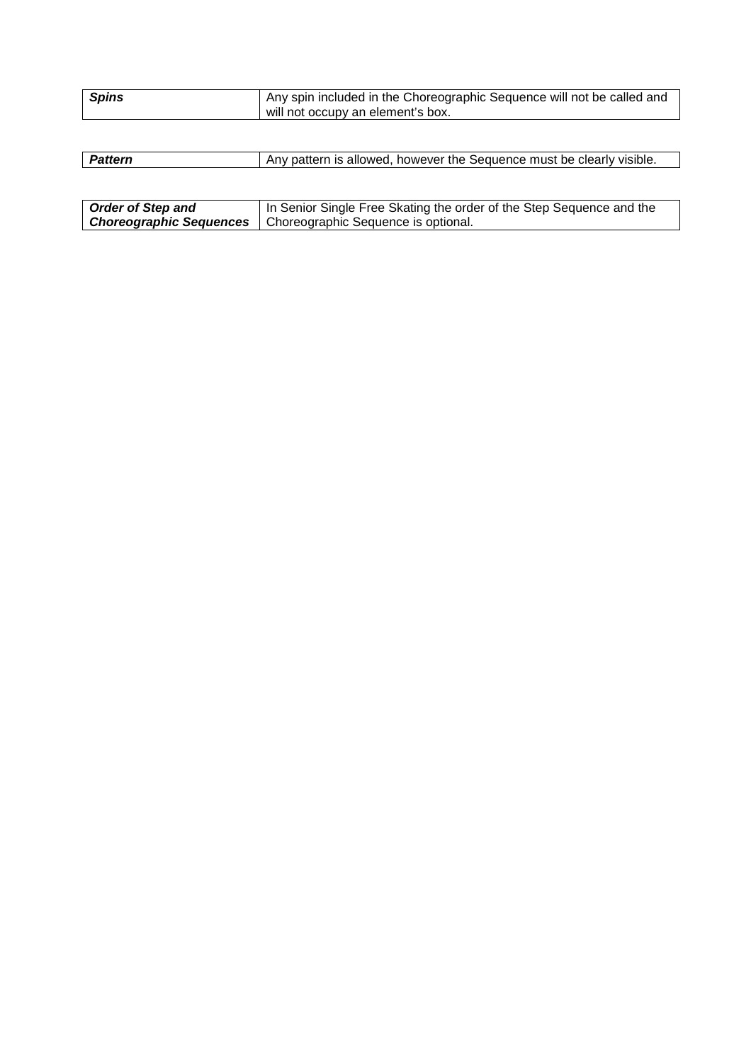| ***Spins*** | Any spin included in the Choreographic Sequence will not be called and will not occupy an element's box. |
|---|---|

| ***Pattern*** | Any pattern is allowed, however the Sequence must be clearly visible. |
|---|---|

| ***Order of Step and Choreographic Sequences*** | In Senior Single Free Skating the order of the Step Sequence and the Choreographic Sequence is optional. |
|---|---|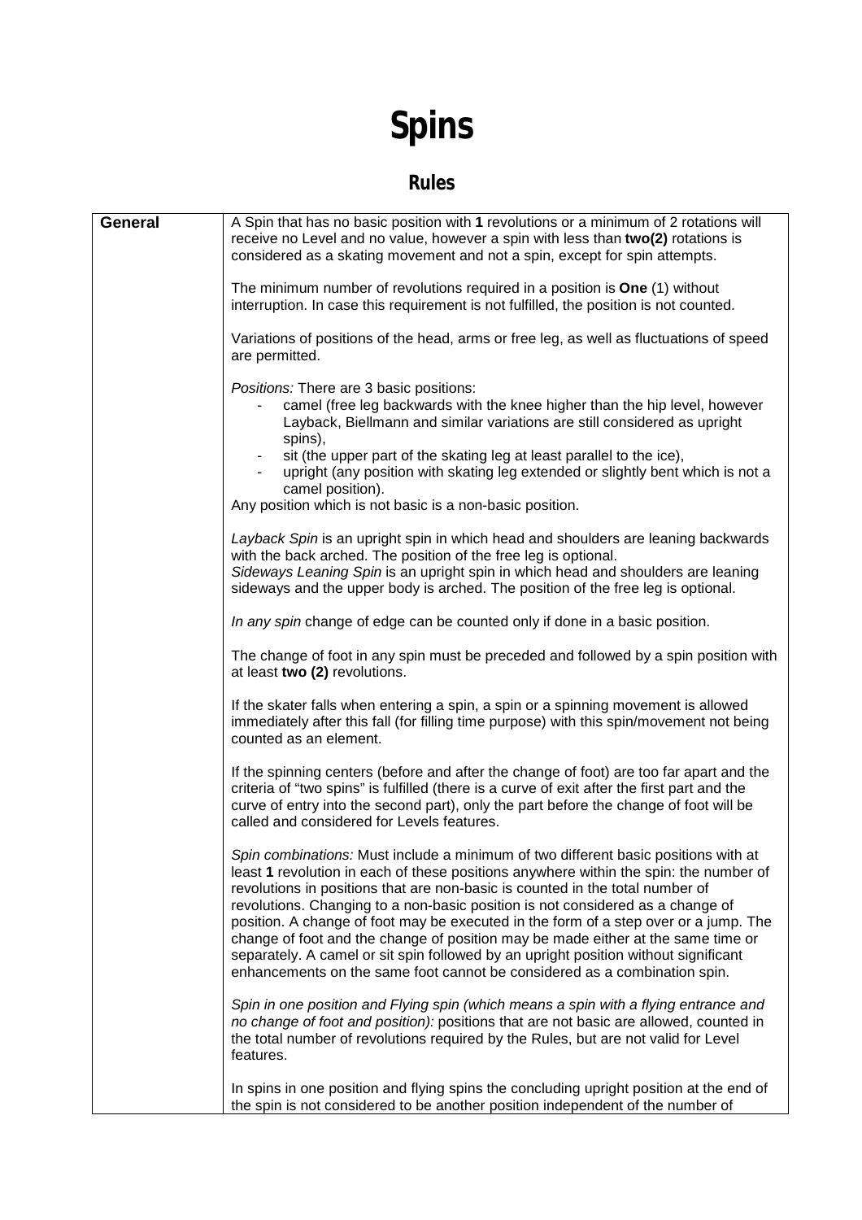# Spins

## Rules

| General | A Spin that has no basic position with **1** revolutions or a minimum of 2 rotations will receive no Level and no value, however a spin with less than **two(2)** rotations is considered as a skating movement and not a spin, except for spin attempts.<br><br>The minimum number of revolutions required in a position is **One** (1) without interruption. In case this requirement is not fulfilled, the position is not counted.<br><br>Variations of positions of the head, arms or free leg, as well as fluctuations of speed are permitted.<br><br>*Positions:* There are 3 basic positions:<br>- camel (free leg backwards with the knee higher than the hip level, however Layback, Biellmann and similar variations are still considered as upright spins),<br>- sit (the upper part of the skating leg at least parallel to the ice),<br>- upright (any position with skating leg extended or slightly bent which is not a camel position).<br>Any position which is not basic is a non-basic position.<br><br>*Layback Spin* is an upright spin in which head and shoulders are leaning backwards with the back arched. The position of the free leg is optional.<br>*Sideways Leaning Spin* is an upright spin in which head and shoulders are leaning sideways and the upper body is arched. The position of the free leg is optional.<br><br>*In any spin* change of edge can be counted only if done in a basic position.<br><br>The change of foot in any spin must be preceded and followed by a spin position with at least **two (2)** revolutions.<br><br>If the skater falls when entering a spin, a spin or a spinning movement is allowed immediately after this fall (for filling time purpose) with this spin/movement not being counted as an element.<br><br>If the spinning centers (before and after the change of foot) are too far apart and the criteria of "two spins" is fulfilled (there is a curve of exit after the first part and the curve of entry into the second part), only the part before the change of foot will be called and considered for Levels features.<br><br>*Spin combinations:* Must include a minimum of two different basic positions with at least **1** revolution in each of these positions anywhere within the spin: the number of revolutions in positions that are non-basic is counted in the total number of revolutions. Changing to a non-basic position is not considered as a change of position. A change of foot may be executed in the form of a step over or a jump. The change of foot and the change of position may be made either at the same time or separately. A camel or sit spin followed by an upright position without significant enhancements on the same foot cannot be considered as a combination spin.<br><br>*Spin in one position and Flying spin (which means a spin with a flying entrance and no change of foot and position):* positions that are not basic are allowed, counted in the total number of revolutions required by the Rules, but are not valid for Level features.<br><br>In spins in one position and flying spins the concluding upright position at the end of the spin is not considered to be another position independent of the number of |
|---|---|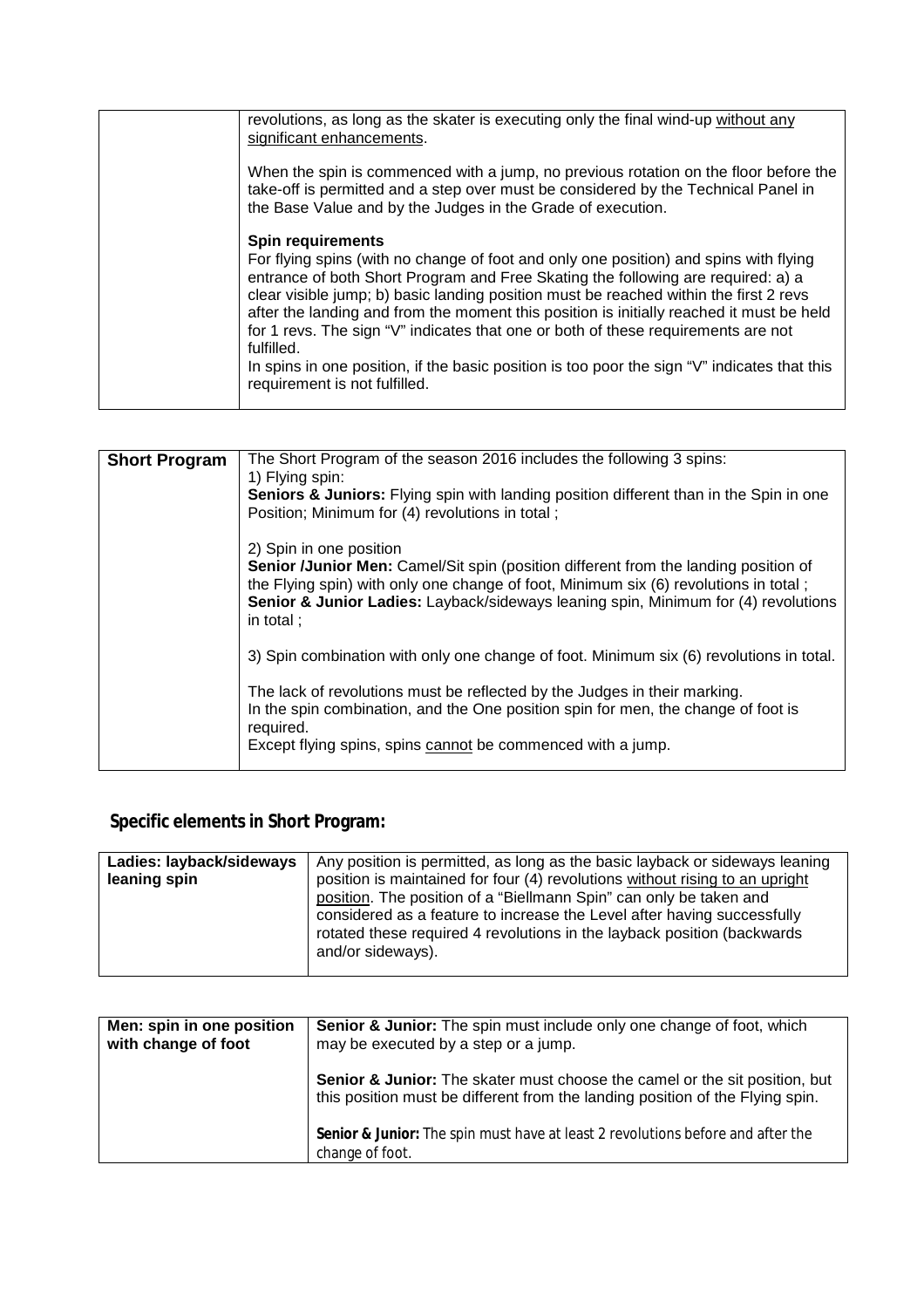| | |
|---|---|
| | revolutions, as long as the skater is executing only the final wind-up <u>without any significant enhancements</u>.<br><br>When the spin is commenced with a jump, no previous rotation on the floor before the take-off is permitted and a step over must be considered by the Technical Panel in the Base Value and by the Judges in the Grade of execution.<br><br>**Spin requirements**<br>For flying spins (with no change of foot and only one position) and spins with flying entrance of both Short Program and Free Skating the following are required: a) a clear visible jump; b) basic landing position must be reached within the first 2 revs after the landing and from the moment this position is initially reached it must be held for 1 revs. The sign "V" indicates that one or both of these requirements are not fulfilled.<br>In spins in one position, if the basic position is too poor the sign "V" indicates that this requirement is not fulfilled. |

| | |
|---|---|
| **Short Program** | The Short Program of the season 2016 includes the following 3 spins:<br>1) Flying spin:<br>**Seniors & Juniors:** Flying spin with landing position different than in the Spin in one Position; Minimum for (4) revolutions in total ;<br><br>2) Spin in one position<br>**Senior /Junior Men:** Camel/Sit spin (position different from the landing position of the Flying spin) with only one change of foot, Minimum six (6) revolutions in total ;<br>**Senior & Junior Ladies:** Layback/sideways leaning spin, Minimum for (4) revolutions in total ;<br><br>3) Spin combination with only one change of foot. Minimum six (6) revolutions in total.<br><br>The lack of revolutions must be reflected by the Judges in their marking.<br>In the spin combination, and the One position spin for men, the change of foot is required.<br>Except flying spins, spins <u>cannot</u> be commenced with a jump. |

## Specific elements in Short Program:

| | |
|---|---|
| **Ladies: layback/sideways leaning spin** | Any position is permitted, as long as the basic layback or sideways leaning position is maintained for four (4) revolutions <u>without rising to an upright position</u>. The position of a "Biellmann Spin" can only be taken and considered as a feature to increase the Level after having successfully rotated these required 4 revolutions in the layback position (backwards and/or sideways). |

| | |
|---|---|
| **Men: spin in one position with change of foot** | **Senior & Junior:** The spin must include only one change of foot, which may be executed by a step or a jump.<br><br>**Senior & Junior:** The skater must choose the camel or the sit position, but this position must be different from the landing position of the Flying spin.<br><br>**Senior & Junior:** The spin must have at least 2 revolutions before and after the change of foot. |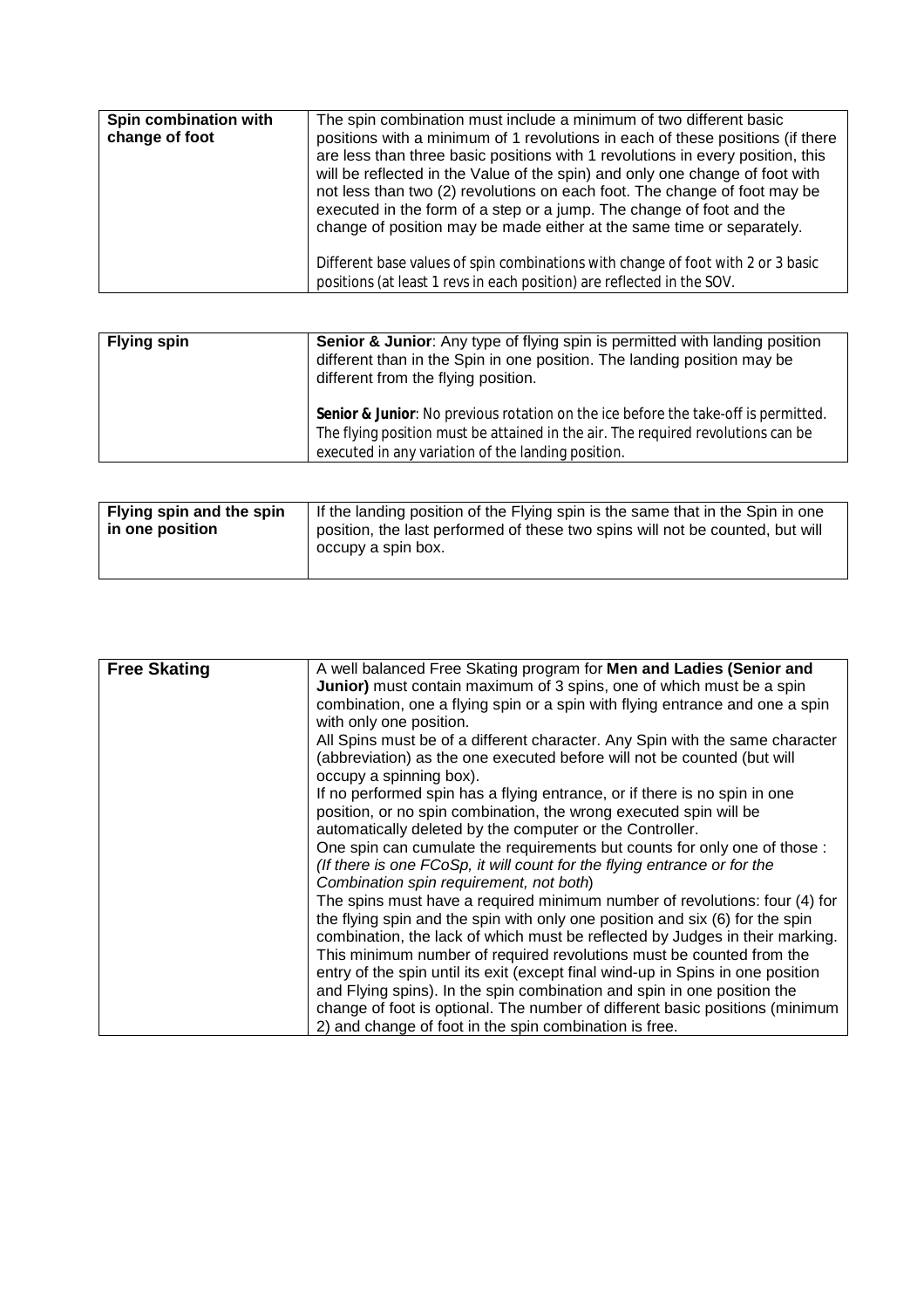| **Spin combination with change of foot** | The spin combination must include a minimum of two different basic positions with a minimum of 1 revolutions in each of these positions (if there are less than three basic positions with 1 revolutions in every position, this will be reflected in the Value of the spin) and only one change of foot with not less than two (2) revolutions on each foot. The change of foot may be executed in the form of a step or a jump. The change of foot and the change of position may be made either at the same time or separately.<br><br>Different base values of spin combinations with change of foot with 2 or 3 basic positions (at least 1 revs in each position) are reflected in the SOV. |
|---|---|

| **Flying spin** | **Senior & Junior**: Any type of flying spin is permitted with landing position different than in the Spin in one position. The landing position may be different from the flying position.<br><br>**Senior & Junior**: No previous rotation on the ice before the take-off is permitted. The flying position must be attained in the air. The required revolutions can be executed in any variation of the landing position. |
|---|---|

| **Flying spin and the spin in one position** | If the landing position of the Flying spin is the same that in the Spin in one position, the last performed of these two spins will not be counted, but will occupy a spin box. |
|---|---|

| **Free Skating** | A well balanced Free Skating program for **Men and Ladies (Senior and Junior)** must contain maximum of 3 spins, one of which must be a spin combination, one a flying spin or a spin with flying entrance and one a spin with only one position.<br>All Spins must be of a different character. Any Spin with the same character (abbreviation) as the one executed before will not be counted (but will occupy a spinning box).<br>If no performed spin has a flying entrance, or if there is no spin in one position, or no spin combination, the wrong executed spin will be automatically deleted by the computer or the Controller.<br>One spin can cumulate the requirements but counts for only one of those :<br>*(If there is one FCoSp, it will count for the flying entrance or for the Combination spin requirement, not both*)<br>The spins must have a required minimum number of revolutions: four (4) for the flying spin and the spin with only one position and six (6) for the spin combination, the lack of which must be reflected by Judges in their marking. This minimum number of required revolutions must be counted from the entry of the spin until its exit (except final wind-up in Spins in one position and Flying spins). In the spin combination and spin in one position the change of foot is optional. The number of different basic positions (minimum 2) and change of foot in the spin combination is free. |
|---|---|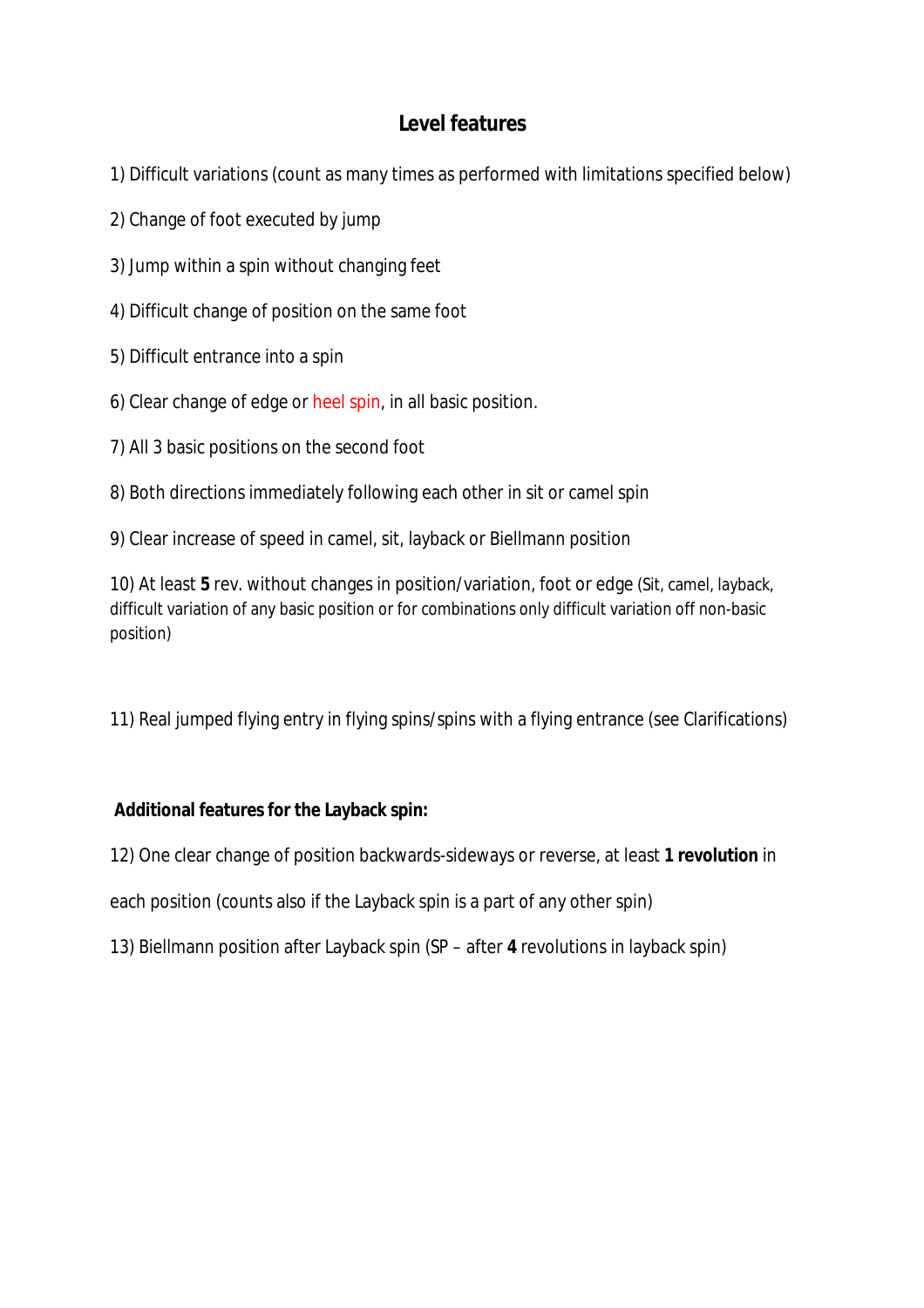## Level features

1) Difficult variations (count as many times as performed with limitations specified below)

2) Change of foot executed by jump

3) Jump within a spin without changing feet

4) Difficult change of position on the same foot

5) Difficult entrance into a spin

6) Clear change of edge or heel spin, in all basic position.

7) All 3 basic positions on the second foot

8) Both directions immediately following each other in sit or camel spin

9) Clear increase of speed in camel, sit, layback or Biellmann position

10) At least **5** rev. without changes in position/variation, foot or edge (Sit, camel, layback, difficult variation of any basic position or for combinations only difficult variation off non-basic position)

11) Real jumped flying entry in flying spins/spins with a flying entrance (see Clarifications)

**Additional features for the Layback spin:**

12) One clear change of position backwards-sideways or reverse, at least **1 revolution** in each position (counts also if the Layback spin is a part of any other spin)

13) Biellmann position after Layback spin (SP – after **4** revolutions in layback spin)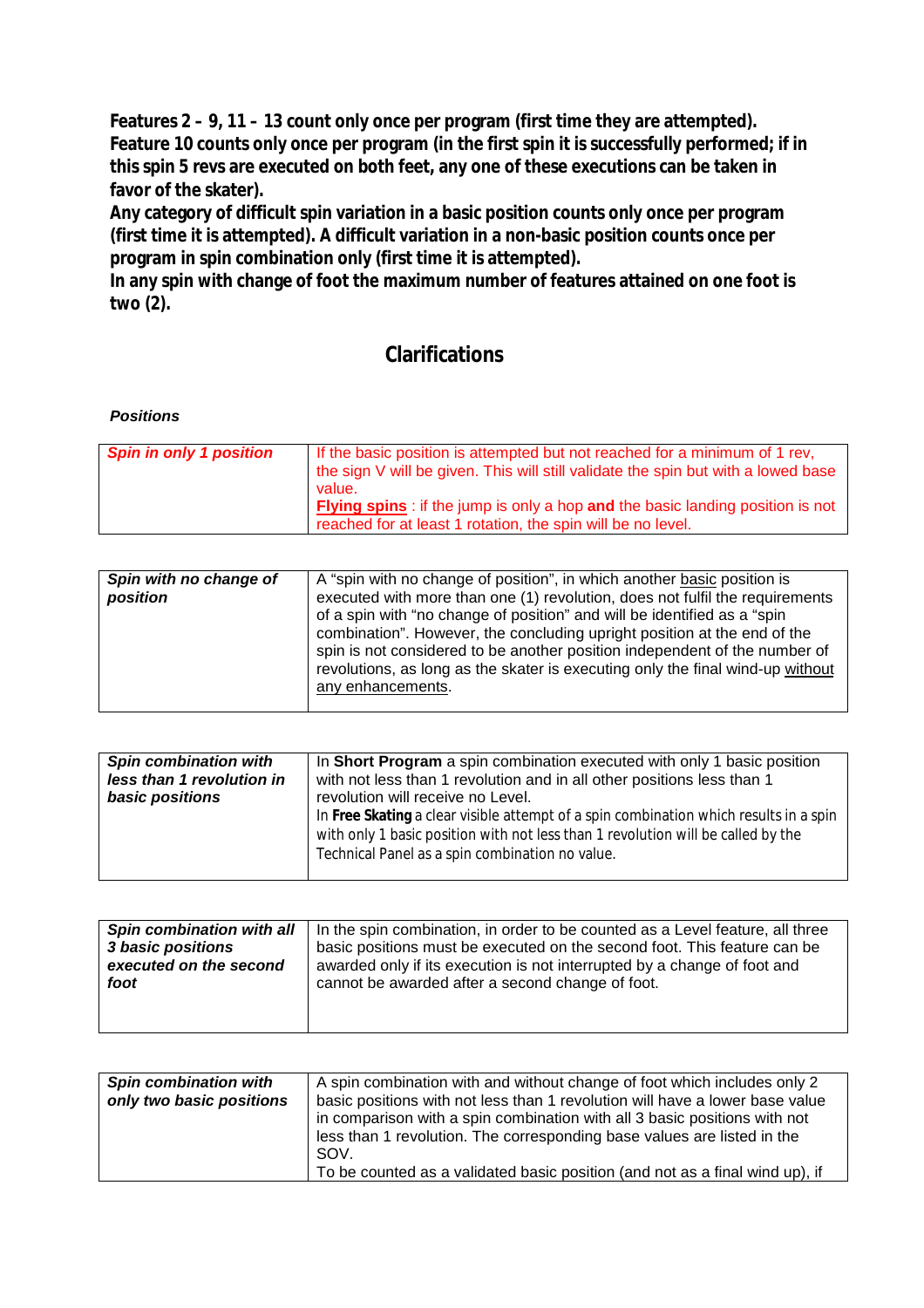**Features 2 – 9, 11 – 13 count only once per program (first time they are attempted). Feature 10 counts only once per program (in the first spin it is successfully performed; if in this spin 5 revs are executed on both feet, any one of these executions can be taken in favor of the skater).**
**Any category of difficult spin variation in a basic position counts only once per program (first time it is attempted). A difficult variation in a non-basic position counts once per program in spin combination only (first time it is attempted).**
**In any spin with change of foot the maximum number of features attained on one foot is two (2).**

## Clarifications

***Positions***

| | |
|---|---|
| ***Spin in only 1 position*** | If the basic position is attempted but not reached for a minimum of 1 rev, the sign V will be given. This will still validate the spin but with a lowed base value.<br>**Flying spins** : if the jump is only a hop **and** the basic landing position is not reached for at least 1 rotation, the spin will be no level. |

| | |
|---|---|
| ***Spin with no change of position*** | A "spin with no change of position", in which another basic position is executed with more than one (1) revolution, does not fulfil the requirements of a spin with "no change of position" and will be identified as a "spin combination". However, the concluding upright position at the end of the spin is not considered to be another position independent of the number of revolutions, as long as the skater is executing only the final wind-up without any enhancements. |

| | |
|---|---|
| ***Spin combination with less than 1 revolution in basic positions*** | In **Short Program** a spin combination executed with only 1 basic position with not less than 1 revolution and in all other positions less than 1 revolution will receive no Level.<br>In **Free Skating** a clear visible attempt of a spin combination which results in a spin with only 1 basic position with not less than 1 revolution will be called by the Technical Panel as a spin combination no value. |

| | |
|---|---|
| ***Spin combination with all 3 basic positions executed on the second foot*** | In the spin combination, in order to be counted as a Level feature, all three basic positions must be executed on the second foot. This feature can be awarded only if its execution is not interrupted by a change of foot and cannot be awarded after a second change of foot. |

| | |
|---|---|
| ***Spin combination with only two basic positions*** | A spin combination with and without change of foot which includes only 2 basic positions with not less than 1 revolution will have a lower base value in comparison with a spin combination with all 3 basic positions with not less than 1 revolution. The corresponding base values are listed in the SOV.<br>To be counted as a validated basic position (and not as a final wind up), if |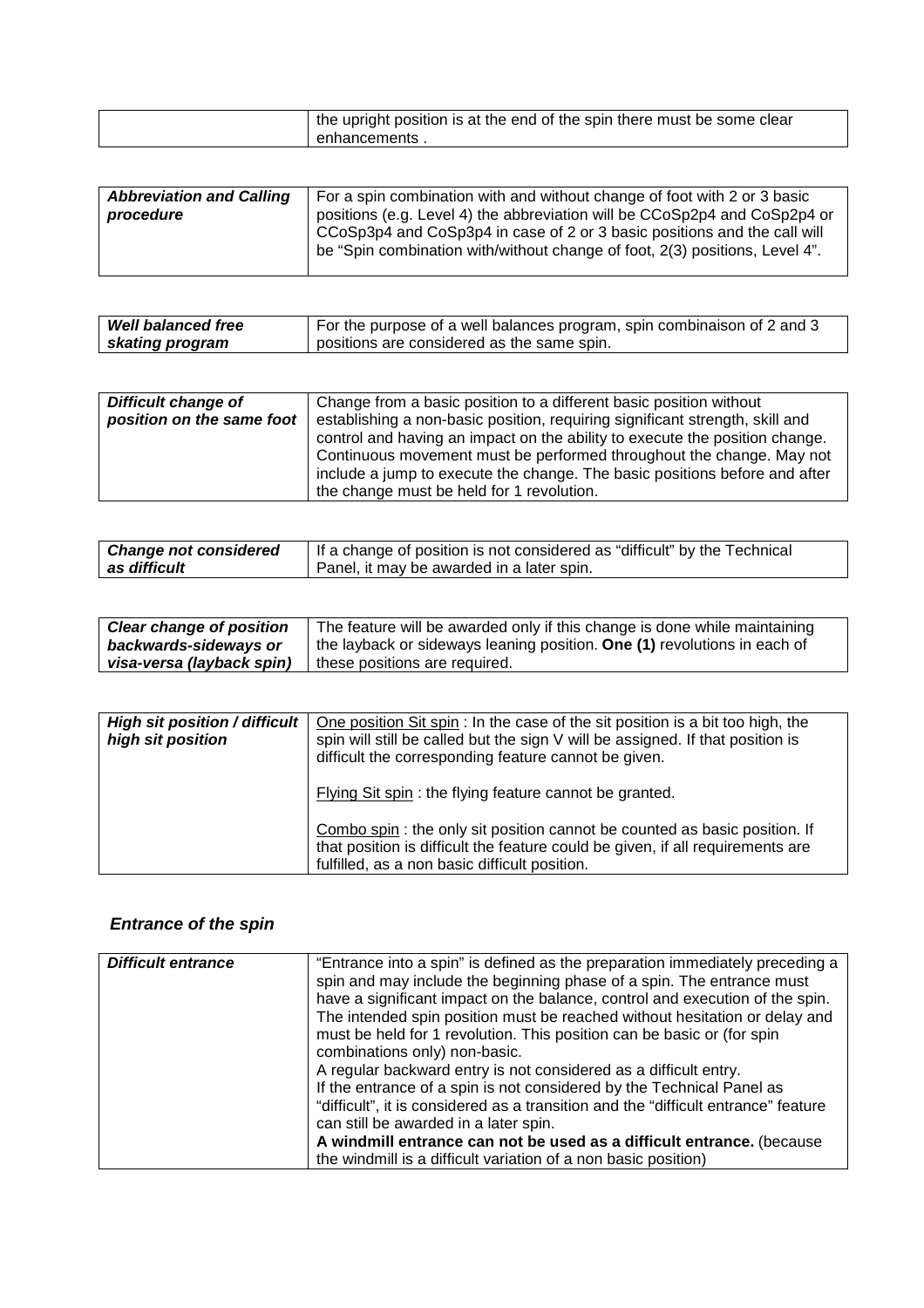| | the upright position is at the end of the spin there must be some clear enhancements . |
|---|---|

| ***Abbreviation and Calling procedure*** | For a spin combination with and without change of foot with 2 or 3 basic positions (e.g. Level 4) the abbreviation will be CCoSp2p4 and CoSp2p4 or CCoSp3p4 and CoSp3p4 in case of 2 or 3 basic positions and the call will be "Spin combination with/without change of foot, 2(3) positions, Level 4". |
|---|---|

| ***Well balanced free skating program*** | For the purpose of a well balances program, spin combinaison of 2 and 3 positions are considered as the same spin. |
|---|---|

| ***Difficult change of position on the same foot*** | Change from a basic position to a different basic position without establishing a non-basic position, requiring significant strength, skill and control and having an impact on the ability to execute the position change. Continuous movement must be performed throughout the change. May not include a jump to execute the change. The basic positions before and after the change must be held for 1 revolution. |
|---|---|

| ***Change not considered as difficult*** | If a change of position is not considered as "difficult" by the Technical Panel, it may be awarded in a later spin. |
|---|---|

| ***Clear change of position backwards-sideways or visa-versa (layback spin)*** | The feature will be awarded only if this change is done while maintaining the layback or sideways leaning position. **One (1)** revolutions in each of these positions are required. |
|---|---|

| ***High sit position / difficult high sit position*** | One position Sit spin : In the case of the sit position is a bit too high, the spin will still be called but the sign V will be assigned. If that position is difficult the corresponding feature cannot be given.<br><br>Flying Sit spin : the flying feature cannot be granted.<br><br>Combo spin : the only sit position cannot be counted as basic position. If that position is difficult the feature could be given, if all requirements are fulfilled, as a non basic difficult position. |
|---|---|

### *Entrance of the spin*

| ***Difficult entrance*** | "Entrance into a spin" is defined as the preparation immediately preceding a spin and may include the beginning phase of a spin. The entrance must have a significant impact on the balance, control and execution of the spin. The intended spin position must be reached without hesitation or delay and must be held for 1 revolution. This position can be basic or (for spin combinations only) non-basic.<br>A regular backward entry is not considered as a difficult entry.<br>If the entrance of a spin is not considered by the Technical Panel as "difficult", it is considered as a transition and the "difficult entrance" feature can still be awarded in a later spin.<br>**A windmill entrance can not be used as a difficult entrance.** (because the windmill is a difficult variation of a non basic position) |
|---|---|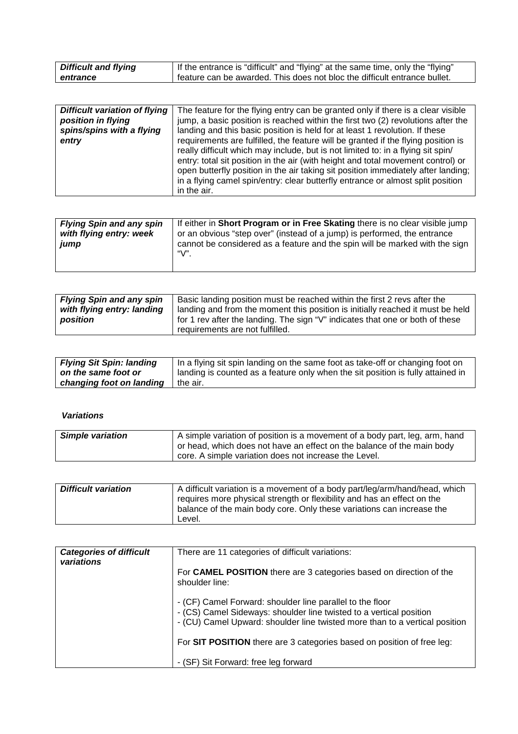| *Difficult and flying entrance* | If the entrance is "difficult" and "flying" at the same time, only the "flying" feature can be awarded. This does not bloc the difficult entrance bullet. |
|---|---|

| *Difficult variation of flying position in flying spins/spins with a flying entry* | The feature for the flying entry can be granted only if there is a clear visible jump, a basic position is reached within the first two (2) revolutions after the landing and this basic position is held for at least 1 revolution. If these requirements are fulfilled, the feature will be granted if the flying position is really difficult which may include, but is not limited to: in a flying sit spin/ entry: total sit position in the air (with height and total movement control) or open butterfly position in the air taking sit position immediately after landing; in a flying camel spin/entry: clear butterfly entrance or almost split position in the air. |
|---|---|

| *Flying Spin and any spin with flying entry: week jump* | If either in **Short Program or in Free Skating** there is no clear visible jump or an obvious "step over" (instead of a jump) is performed, the entrance cannot be considered as a feature and the spin will be marked with the sign "V". |
|---|---|

| *Flying Spin and any spin with flying entry: landing position* | Basic landing position must be reached within the first 2 revs after the landing and from the moment this position is initially reached it must be held for 1 rev after the landing. The sign "V" indicates that one or both of these requirements are not fulfilled. |
|---|---|

| *Flying Sit Spin: landing on the same foot or changing foot on landing* | In a flying sit spin landing on the same foot as take-off or changing foot on landing is counted as a feature only when the sit position is fully attained in the air. |
|---|---|

***Variations***

| *Simple variation* | A simple variation of position is a movement of a body part, leg, arm, hand or head, which does not have an effect on the balance of the main body core. A simple variation does not increase the Level. |
|---|---|

| *Difficult variation* | A difficult variation is a movement of a body part/leg/arm/hand/head, which requires more physical strength or flexibility and has an effect on the balance of the main body core. Only these variations can increase the Level. |
|---|---|

| *Categories of difficult variations* | There are 11 categories of difficult variations:<br><br>For **CAMEL POSITION** there are 3 categories based on direction of the shoulder line:<br><br>- (CF) Camel Forward: shoulder line parallel to the floor<br>- (CS) Camel Sideways: shoulder line twisted to a vertical position<br>- (CU) Camel Upward: shoulder line twisted more than to a vertical position<br><br>For **SIT POSITION** there are 3 categories based on position of free leg:<br><br>- (SF) Sit Forward: free leg forward |
|---|---|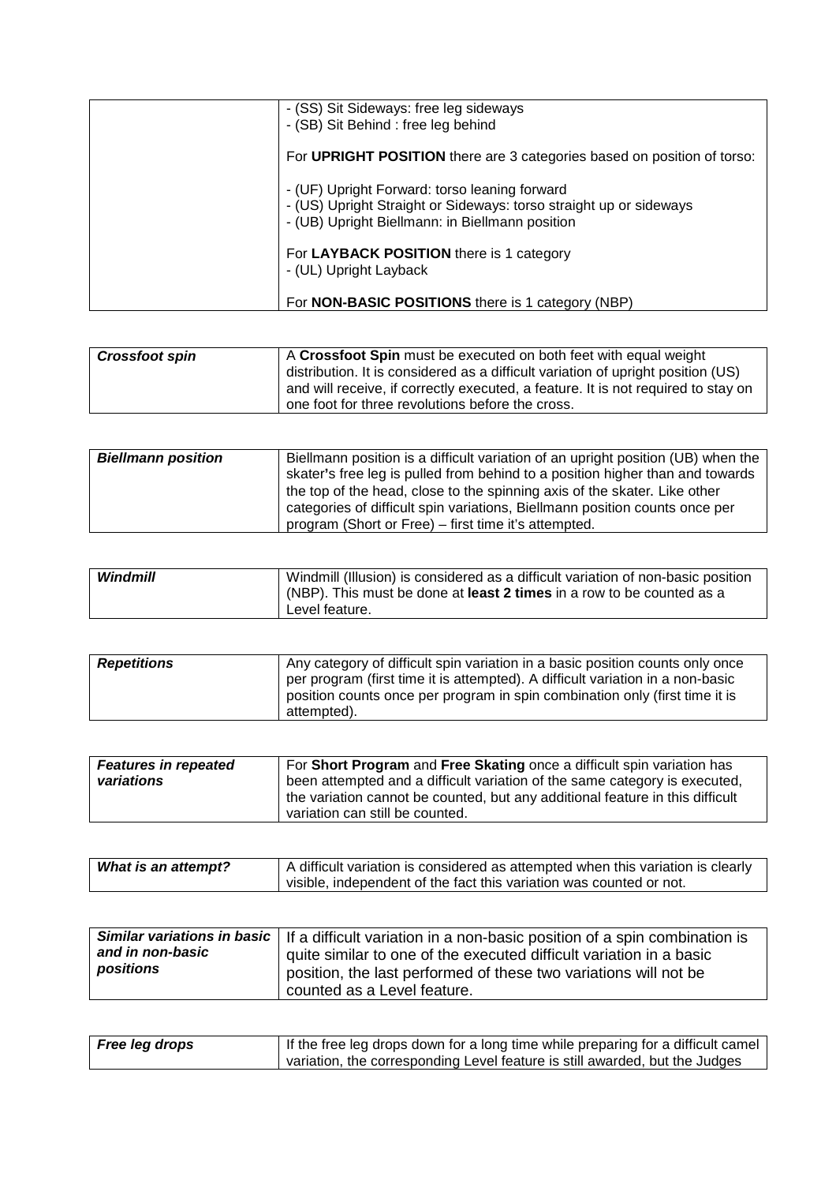| | |
|---|---|
| | - (SS) Sit Sideways: free leg sideways<br>- (SB) Sit Behind : free leg behind<br><br>For **UPRIGHT POSITION** there are 3 categories based on position of torso:<br><br>- (UF) Upright Forward: torso leaning forward<br>- (US) Upright Straight or Sideways: torso straight up or sideways<br>- (UB) Upright Biellmann: in Biellmann position<br><br>For **LAYBACK POSITION** there is 1 category<br>- (UL) Upright Layback<br><br>For **NON-BASIC POSITIONS** there is 1 category (NBP) |

| | |
|---|---|
| ***Crossfoot spin*** | A **Crossfoot Spin** must be executed on both feet with equal weight distribution. It is considered as a difficult variation of upright position (US) and will receive, if correctly executed, a feature. It is not required to stay on one foot for three revolutions before the cross. |

| | |
|---|---|
| ***Biellmann position*** | Biellmann position is a difficult variation of an upright position (UB) when the skater's free leg is pulled from behind to a position higher than and towards the top of the head, close to the spinning axis of the skater. Like other categories of difficult spin variations, Biellmann position counts once per program (Short or Free) – first time it's attempted. |

| | |
|---|---|
| ***Windmill*** | Windmill (Illusion) is considered as a difficult variation of non-basic position (NBP). This must be done at **least 2 times** in a row to be counted as a Level feature. |

| | |
|---|---|
| ***Repetitions*** | Any category of difficult spin variation in a basic position counts only once per program (first time it is attempted). A difficult variation in a non-basic position counts once per program in spin combination only (first time it is attempted). |

| | |
|---|---|
| ***Features in repeated variations*** | For **Short Program** and **Free Skating** once a difficult spin variation has been attempted and a difficult variation of the same category is executed, the variation cannot be counted, but any additional feature in this difficult variation can still be counted. |

| | |
|---|---|
| ***What is an attempt?*** | A difficult variation is considered as attempted when this variation is clearly visible, independent of the fact this variation was counted or not. |

| | |
|---|---|
| ***Similar variations in basic and in non-basic positions*** | If a difficult variation in a non-basic position of a spin combination is quite similar to one of the executed difficult variation in a basic position, the last performed of these two variations will not be counted as a Level feature. |

| | |
|---|---|
| ***Free leg drops*** | If the free leg drops down for a long time while preparing for a difficult camel variation, the corresponding Level feature is still awarded, but the Judges |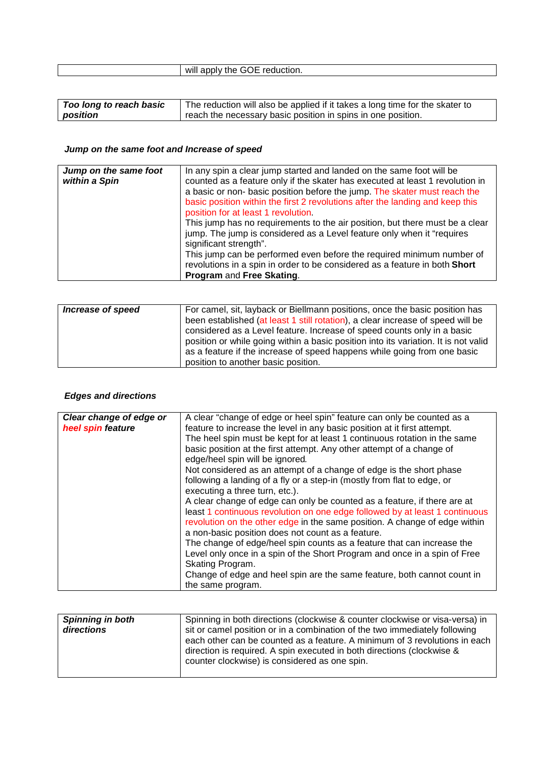|  | will apply the GOE reduction. |
|---|---|

| ***Too long to reach basic position*** | The reduction will also be applied if it takes a long time for the skater to reach the necessary basic position in spins in one position. |
|---|---|

***Jump on the same foot and Increase of speed***

| ***Jump on the same foot within a Spin*** | In any spin a clear jump started and landed on the same foot will be counted as a feature only if the skater has executed at least 1 revolution in a basic or non- basic position before the jump. The skater must reach the basic position within the first 2 revolutions after the landing and keep this position for at least 1 revolution.<br>This jump has no requirements to the air position, but there must be a clear jump. The jump is considered as a Level feature only when it "requires significant strength".<br>This jump can be performed even before the required minimum number of revolutions in a spin in order to be considered as a feature in both **Short Program** and **Free Skating**. |
|---|---|

| ***Increase of speed*** | For camel, sit, layback or Biellmann positions, once the basic position has been established (at least 1 still rotation), a clear increase of speed will be considered as a Level feature. Increase of speed counts only in a basic position or while going within a basic position into its variation. It is not valid as a feature if the increase of speed happens while going from one basic position to another basic position. |
|---|---|

***Edges and directions***

| ***Clear change of edge or heel spin feature*** | A clear "change of edge or heel spin" feature can only be counted as a feature to increase the level in any basic position at it first attempt.<br>The heel spin must be kept for at least 1 continuous rotation in the same basic position at the first attempt. Any other attempt of a change of edge/heel spin will be ignored.<br>Not considered as an attempt of a change of edge is the short phase following a landing of a fly or a step-in (mostly from flat to edge, or executing a three turn, etc.).<br>A clear change of edge can only be counted as a feature, if there are at least 1 continuous revolution on one edge followed by at least 1 continuous revolution on the other edge in the same position. A change of edge within a non-basic position does not count as a feature.<br>The change of edge/heel spin counts as a feature that can increase the Level only once in a spin of the Short Program and once in a spin of Free Skating Program.<br>Change of edge and heel spin are the same feature, both cannot count in the same program. |
|---|---|

| ***Spinning in both directions*** | Spinning in both directions (clockwise & counter clockwise or visa-versa) in sit or camel position or in a combination of the two immediately following each other can be counted as a feature. A minimum of 3 revolutions in each direction is required. A spin executed in both directions (clockwise & counter clockwise) is considered as one spin. |
|---|---|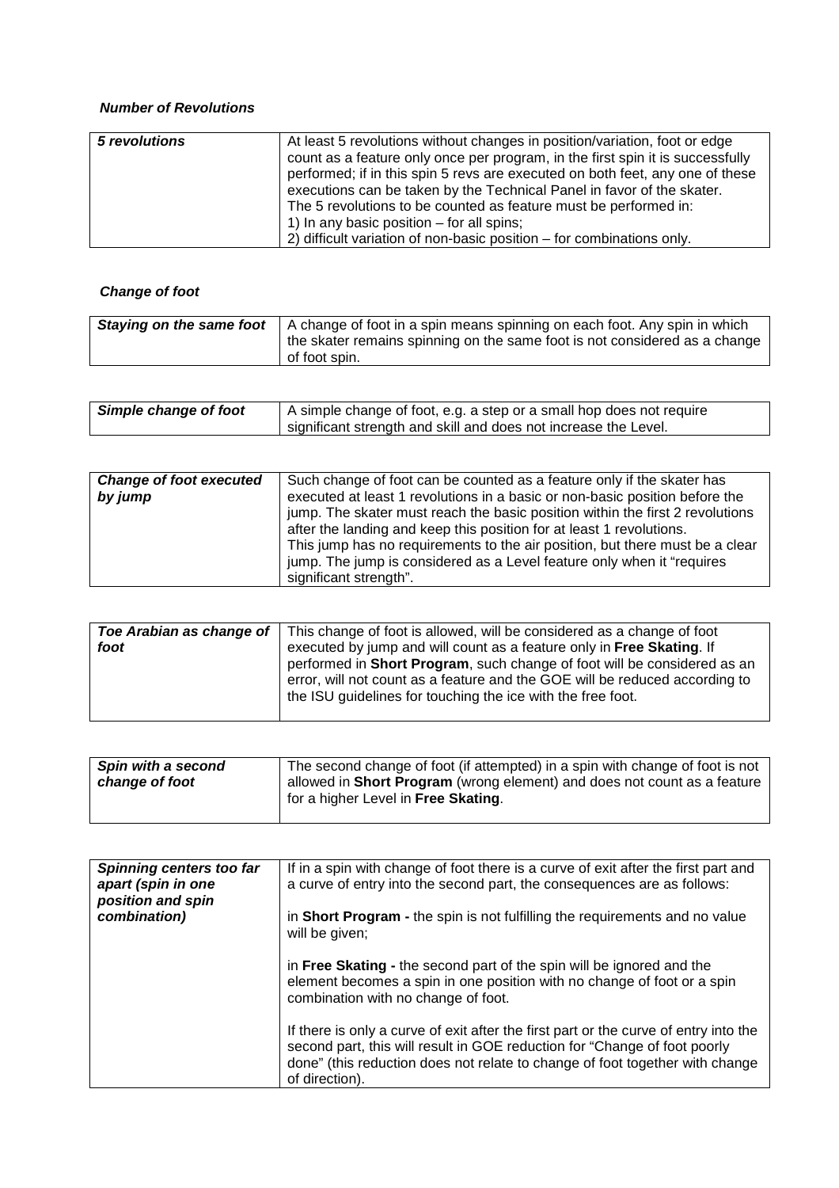***Number of Revolutions***

| ***5 revolutions*** | At least 5 revolutions without changes in position/variation, foot or edge count as a feature only once per program, in the first spin it is successfully performed; if in this spin 5 revs are executed on both feet, any one of these executions can be taken by the Technical Panel in favor of the skater. The 5 revolutions to be counted as feature must be performed in:<br>1) In any basic position – for all spins;<br>2) difficult variation of non-basic position – for combinations only. |
|---|---|

***Change of foot***

| ***Staying on the same foot*** | A change of foot in a spin means spinning on each foot. Any spin in which the skater remains spinning on the same foot is not considered as a change of foot spin. |
|---|---|

| ***Simple change of foot*** | A simple change of foot, e.g. a step or a small hop does not require significant strength and skill and does not increase the Level. |
|---|---|

| ***Change of foot executed by jump*** | Such change of foot can be counted as a feature only if the skater has executed at least 1 revolutions in a basic or non-basic position before the jump. The skater must reach the basic position within the first 2 revolutions after the landing and keep this position for at least 1 revolutions.<br>This jump has no requirements to the air position, but there must be a clear jump. The jump is considered as a Level feature only when it "requires significant strength". |
|---|---|

| ***Toe Arabian as change of foot*** | This change of foot is allowed, will be considered as a change of foot executed by jump and will count as a feature only in **Free Skating**. If performed in **Short Program**, such change of foot will be considered as an error, will not count as a feature and the GOE will be reduced according to the ISU guidelines for touching the ice with the free foot. |
|---|---|

| ***Spin with a second change of foot*** | The second change of foot (if attempted) in a spin with change of foot is not allowed in **Short Program** (wrong element) and does not count as a feature for a higher Level in **Free Skating**. |
|---|---|

| ***Spinning centers too far apart (spin in one position and spin combination)*** | If in a spin with change of foot there is a curve of exit after the first part and a curve of entry into the second part, the consequences are as follows:<br><br>in **Short Program -** the spin is not fulfilling the requirements and no value will be given;<br><br>in **Free Skating -** the second part of the spin will be ignored and the element becomes a spin in one position with no change of foot or a spin combination with no change of foot.<br><br>If there is only a curve of exit after the first part or the curve of entry into the second part, this will result in GOE reduction for "Change of foot poorly done" (this reduction does not relate to change of foot together with change of direction). |
|---|---|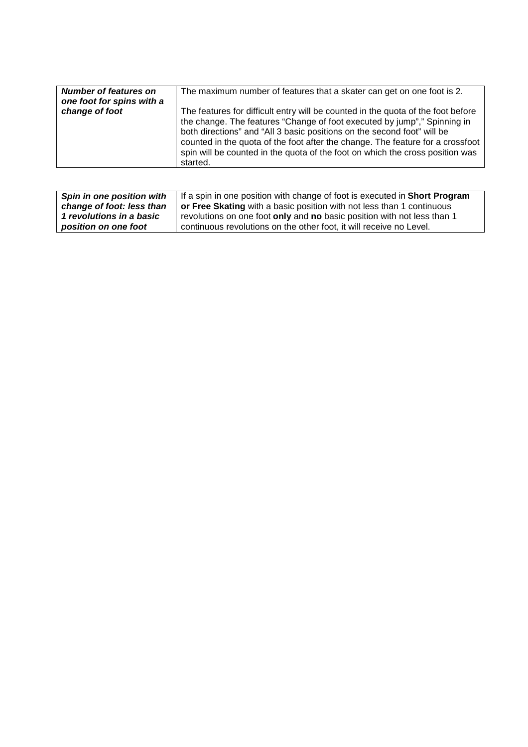| | |
|---|---|
| ***Number of features on one foot for spins with a change of foot*** | The maximum number of features that a skater can get on one foot is 2.<br><br>The features for difficult entry will be counted in the quota of the foot before the change. The features "Change of foot executed by jump"," Spinning in both directions" and "All 3 basic positions on the second foot" will be counted in the quota of the foot after the change. The feature for a crossfoot spin will be counted in the quota of the foot on which the cross position was started. |

| | |
|---|---|
| ***Spin in one position with change of foot: less than 1 revolutions in a basic position on one foot*** | If a spin in one position with change of foot is executed in **Short Program or Free Skating** with a basic position with not less than 1 continuous revolutions on one foot **only** and **no** basic position with not less than 1 continuous revolutions on the other foot, it will receive no Level. |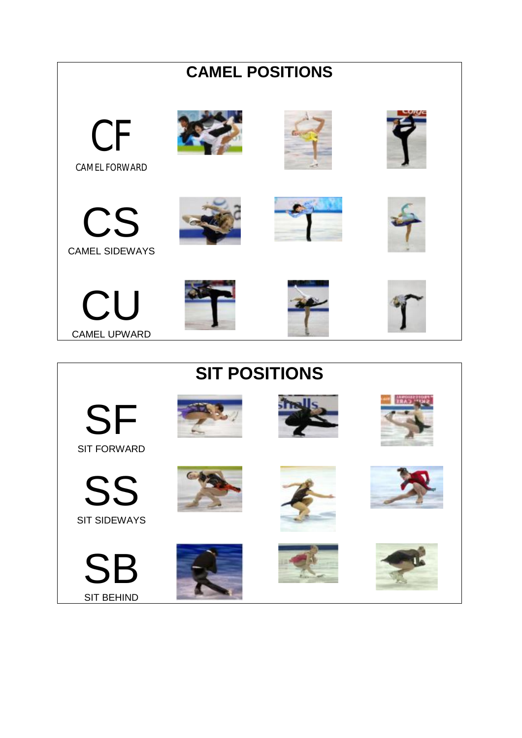## CAMEL POSITIONS

**CF**
CAMEL FORWARD

**CS**
CAMEL SIDEWAYS

**CU**
CAMEL UPWARD

## SIT POSITIONS

**SF**
SIT FORWARD

**SS**
SIT SIDEWAYS

**SB**
SIT BEHIND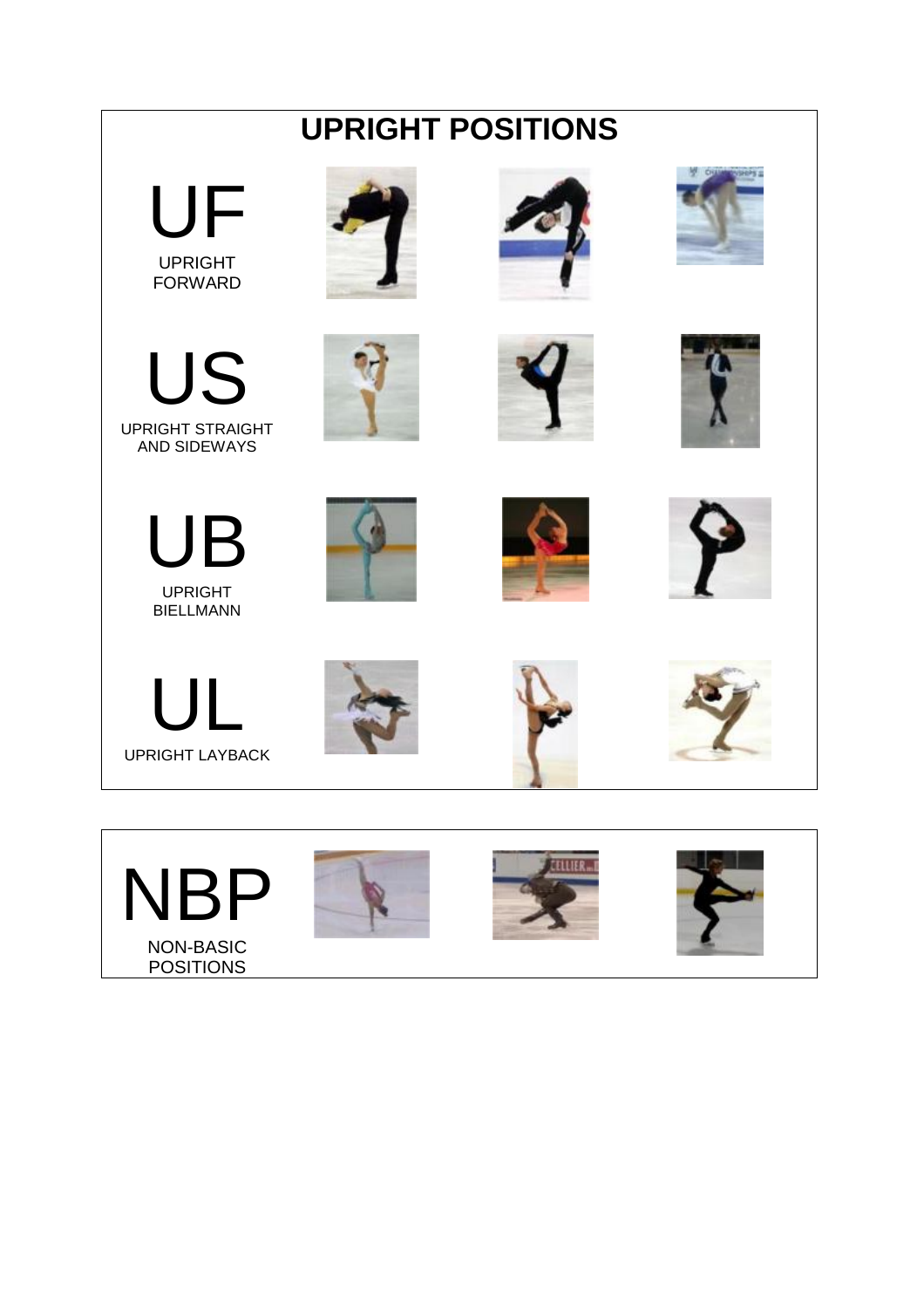# UPRIGHT POSITIONS

**UF**
UPRIGHT FORWARD

**US**
UPRIGHT STRAIGHT AND SIDEWAYS

**UB**
UPRIGHT BIELLMANN

**UL**
UPRIGHT LAYBACK

**NBP**
NON-BASIC POSITIONS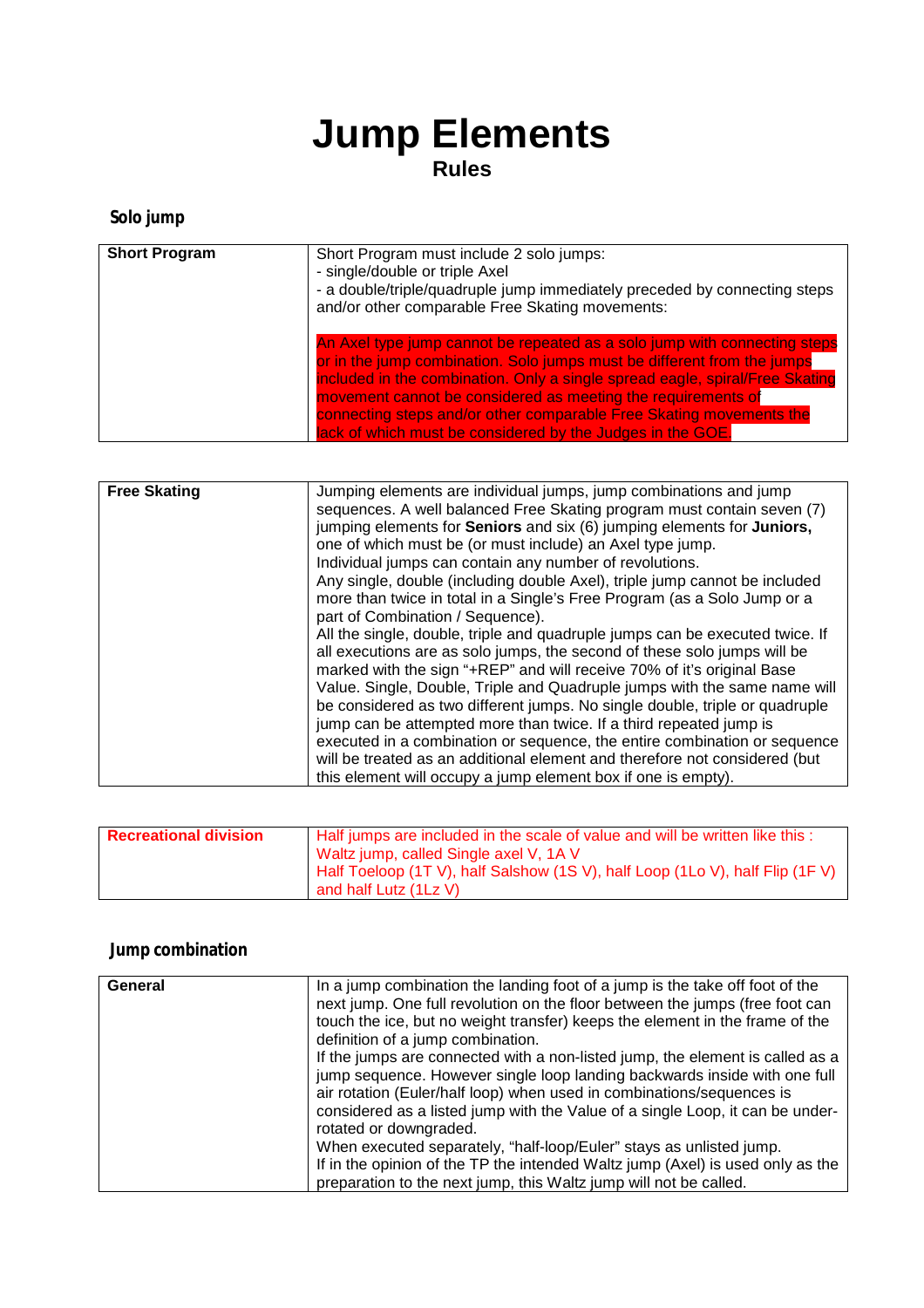# Jump Elements
**Rules**

### Solo jump

| **Short Program** | Short Program must include 2 solo jumps:<br>- single/double or triple Axel<br>- a double/triple/quadruple jump immediately preceded by connecting steps and/or other comparable Free Skating movements:<br><br>An Axel type jump cannot be repeated as a solo jump with connecting steps or in the jump combination. Solo jumps must be different from the jumps included in the combination. Only a single spread eagle, spiral/Free Skating movement cannot be considered as meeting the requirements of connecting steps and/or other comparable Free Skating movements the lack of which must be considered by the Judges in the GOE. |
|---|---|

| **Free Skating** | Jumping elements are individual jumps, jump combinations and jump sequences. A well balanced Free Skating program must contain seven (7) jumping elements for **Seniors** and six (6) jumping elements for **Juniors,** one of which must be (or must include) an Axel type jump.<br>Individual jumps can contain any number of revolutions.<br>Any single, double (including double Axel), triple jump cannot be included more than twice in total in a Single's Free Program (as a Solo Jump or a part of Combination / Sequence).<br>All the single, double, triple and quadruple jumps can be executed twice. If all executions are as solo jumps, the second of these solo jumps will be marked with the sign "+REP" and will receive 70% of it's original Base Value. Single, Double, Triple and Quadruple jumps with the same name will be considered as two different jumps. No single double, triple or quadruple jump can be attempted more than twice. If a third repeated jump is executed in a combination or sequence, the entire combination or sequence will be treated as an additional element and therefore not considered (but this element will occupy a jump element box if one is empty). |
|---|---|

| **Recreational division** | Half jumps are included in the scale of value and will be written like this :<br>Waltz jump, called Single axel V, 1A V<br>Half Toeloop (1T V), half Salshow (1S V), half Loop (1Lo V), half Flip (1F V) and half Lutz (1Lz V) |
|---|---|

### Jump combination

| **General** | In a jump combination the landing foot of a jump is the take off foot of the next jump. One full revolution on the floor between the jumps (free foot can touch the ice, but no weight transfer) keeps the element in the frame of the definition of a jump combination.<br>If the jumps are connected with a non-listed jump, the element is called as a jump sequence. However single loop landing backwards inside with one full air rotation (Euler/half loop) when used in combinations/sequences is considered as a listed jump with the Value of a single Loop, it can be under-rotated or downgraded.<br>When executed separately, "half-loop/Euler" stays as unlisted jump.<br>If in the opinion of the TP the intended Waltz jump (Axel) is used only as the preparation to the next jump, this Waltz jump will not be called. |
|---|---|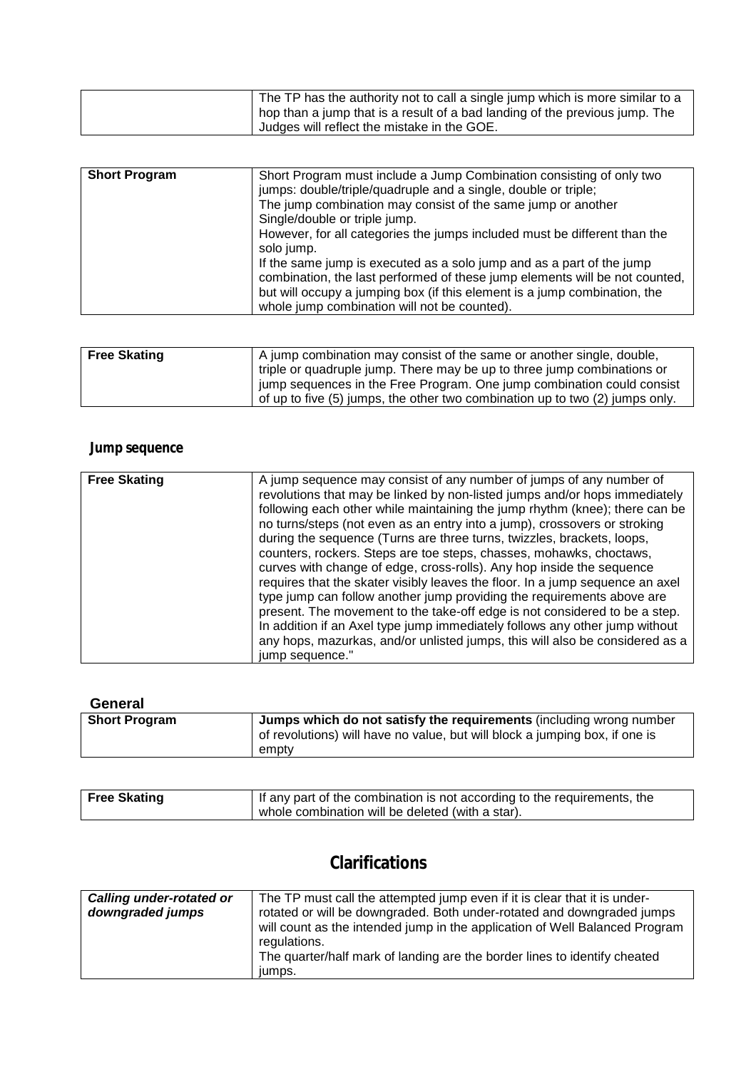| | |
|---|---|
| | The TP has the authority not to call a single jump which is more similar to a hop than a jump that is a result of a bad landing of the previous jump. The Judges will reflect the mistake in the GOE. |

| | |
|---|---|
| **Short Program** | Short Program must include a Jump Combination consisting of only two jumps: double/triple/quadruple and a single, double or triple;<br>The jump combination may consist of the same jump or another Single/double or triple jump.<br>However, for all categories the jumps included must be different than the solo jump.<br>If the same jump is executed as a solo jump and as a part of the jump combination, the last performed of these jump elements will be not counted, but will occupy a jumping box (if this element is a jump combination, the whole jump combination will not be counted). |

| | |
|---|---|
| **Free Skating** | A jump combination may consist of the same or another single, double, triple or quadruple jump. There may be up to three jump combinations or jump sequences in the Free Program. One jump combination could consist of up to five (5) jumps, the other two combination up to two (2) jumps only. |

## Jump sequence

| | |
|---|---|
| **Free Skating** | A jump sequence may consist of any number of jumps of any number of revolutions that may be linked by non-listed jumps and/or hops immediately following each other while maintaining the jump rhythm (knee); there can be no turns/steps (not even as an entry into a jump), crossovers or stroking during the sequence (Turns are three turns, twizzles, brackets, loops, counters, rockers. Steps are toe steps, chasses, mohawks, choctaws, curves with change of edge, cross-rolls). Any hop inside the sequence requires that the skater visibly leaves the floor. In a jump sequence an axel type jump can follow another jump providing the requirements above are present. The movement to the take-off edge is not considered to be a step. In addition if an Axel type jump immediately follows any other jump without any hops, mazurkas, and/or unlisted jumps, this will also be considered as a jump sequence." |

## General

| | |
|---|---|
| **Short Program** | **Jumps which do not satisfy the requirements** (including wrong number of revolutions) will have no value, but will block a jumping box, if one is empty |

| | |
|---|---|
| **Free Skating** | If any part of the combination is not according to the requirements, the whole combination will be deleted (with a star). |

# Clarifications

| | |
|---|---|
| ***Calling under-rotated or downgraded jumps*** | The TP must call the attempted jump even if it is clear that it is under-rotated or will be downgraded. Both under-rotated and downgraded jumps will count as the intended jump in the application of Well Balanced Program regulations.<br>The quarter/half mark of landing are the border lines to identify cheated jumps. |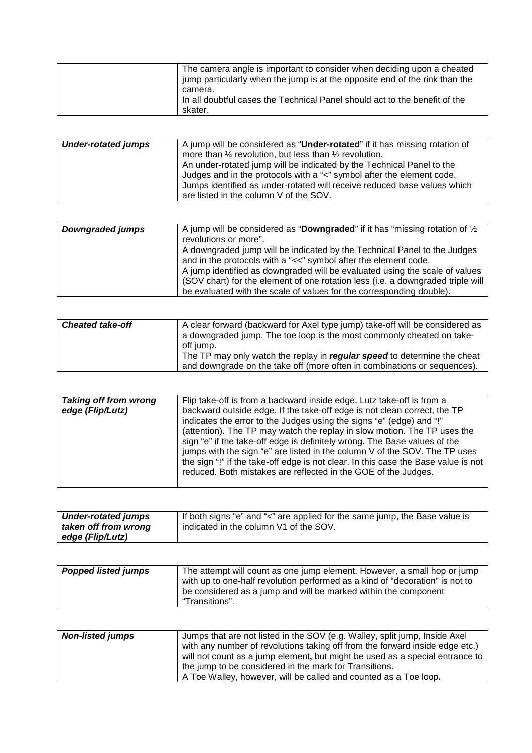| | |
|---|---|
| | The camera angle is important to consider when deciding upon a cheated jump particularly when the jump is at the opposite end of the rink than the camera.<br>In all doubtful cases the Technical Panel should act to the benefit of the skater. |

| | |
|---|---|
| ***Under-rotated jumps*** | A jump will be considered as "**Under-rotated**" if it has missing rotation of more than ¼ revolution, but less than ½ revolution.<br>An under-rotated jump will be indicated by the Technical Panel to the Judges and in the protocols with a "<" symbol after the element code.<br>Jumps identified as under-rotated will receive reduced base values which are listed in the column V of the SOV. |

| | |
|---|---|
| ***Downgraded jumps*** | A jump will be considered as "**Downgraded**" if it has "missing rotation of ½ revolutions or more".<br>A downgraded jump will be indicated by the Technical Panel to the Judges and in the protocols with a "<<" symbol after the element code.<br>A jump identified as downgraded will be evaluated using the scale of values (SOV chart) for the element of one rotation less (i.e. a downgraded triple will be evaluated with the scale of values for the corresponding double). |

| | |
|---|---|
| ***Cheated take-off*** | A clear forward (backward for Axel type jump) take-off will be considered as a downgraded jump. The toe loop is the most commonly cheated on take-off jump.<br>The TP may only watch the replay in ***regular speed*** to determine the cheat and downgrade on the take off (more often in combinations or sequences). |

| | |
|---|---|
| ***Taking off from wrong edge (Flip/Lutz)*** | Flip take-off is from a backward inside edge, Lutz take-off is from a backward outside edge. If the take-off edge is not clean correct, the TP indicates the error to the Judges using the signs "e" (edge) and "!" (attention). The TP may watch the replay in slow motion. The TP uses the sign "e" if the take-off edge is definitely wrong. The Base values of the jumps with the sign "e" are listed in the column V of the SOV. The TP uses the sign "!" if the take-off edge is not clear. In this case the Base value is not reduced. Both mistakes are reflected in the GOE of the Judges. |

| | |
|---|---|
| ***Under-rotated jumps taken off from wrong edge (Flip/Lutz)*** | If both signs "e" and "<" are applied for the same jump, the Base value is indicated in the column V1 of the SOV. |

| | |
|---|---|
| ***Popped listed jumps*** | The attempt will count as one jump element. However, a small hop or jump with up to one-half revolution performed as a kind of "decoration" is not to be considered as a jump and will be marked within the component "Transitions". |

| | |
|---|---|
| ***Non-listed jumps*** | Jumps that are not listed in the SOV (e.g. Walley, split jump, Inside Axel with any number of revolutions taking off from the forward inside edge etc.) will not count as a jump element**,** but might be used as a special entrance to the jump to be considered in the mark for Transitions.<br>A Toe Walley, however, will be called and counted as a Toe loop**.** |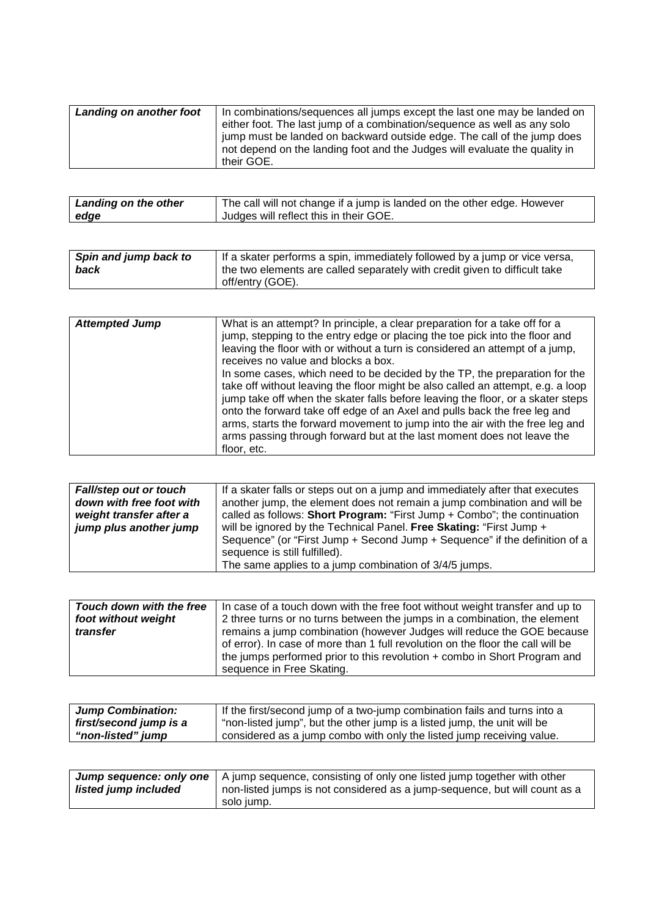| *Landing on another foot* | In combinations/sequences all jumps except the last one may be landed on either foot. The last jump of a combination/sequence as well as any solo jump must be landed on backward outside edge. The call of the jump does not depend on the landing foot and the Judges will evaluate the quality in their GOE. |
|---|---|

| *Landing on the other edge* | The call will not change if a jump is landed on the other edge. However Judges will reflect this in their GOE. |
|---|---|

| *Spin and jump back to back* | If a skater performs a spin, immediately followed by a jump or vice versa, the two elements are called separately with credit given to difficult take off/entry (GOE). |
|---|---|

| *Attempted Jump* | What is an attempt? In principle, a clear preparation for a take off for a jump, stepping to the entry edge or placing the toe pick into the floor and leaving the floor with or without a turn is considered an attempt of a jump, receives no value and blocks a box.<br>In some cases, which need to be decided by the TP, the preparation for the take off without leaving the floor might be also called an attempt, e.g. a loop jump take off when the skater falls before leaving the floor, or a skater steps onto the forward take off edge of an Axel and pulls back the free leg and arms, starts the forward movement to jump into the air with the free leg and arms passing through forward but at the last moment does not leave the floor, etc. |
|---|---|

| *Fall/step out or touch down with free foot with weight transfer after a jump plus another jump* | If a skater falls or steps out on a jump and immediately after that executes another jump, the element does not remain a jump combination and will be called as follows: **Short Program:** "First Jump + Combo"; the continuation will be ignored by the Technical Panel. **Free Skating:** "First Jump + Sequence" (or "First Jump + Second Jump + Sequence" if the definition of a sequence is still fulfilled).<br>The same applies to a jump combination of 3/4/5 jumps. |
|---|---|

| *Touch down with the free foot without weight transfer* | In case of a touch down with the free foot without weight transfer and up to 2 three turns or no turns between the jumps in a combination, the element remains a jump combination (however Judges will reduce the GOE because of error). In case of more than 1 full revolution on the floor the call will be the jumps performed prior to this revolution + combo in Short Program and sequence in Free Skating. |
|---|---|

| *Jump Combination: first/second jump is a "non-listed" jump* | If the first/second jump of a two-jump combination fails and turns into a "non-listed jump", but the other jump is a listed jump, the unit will be considered as a jump combo with only the listed jump receiving value. |
|---|---|

| *Jump sequence: only one listed jump included* | A jump sequence, consisting of only one listed jump together with other non-listed jumps is not considered as a jump-sequence, but will count as a solo jump. |
|---|---|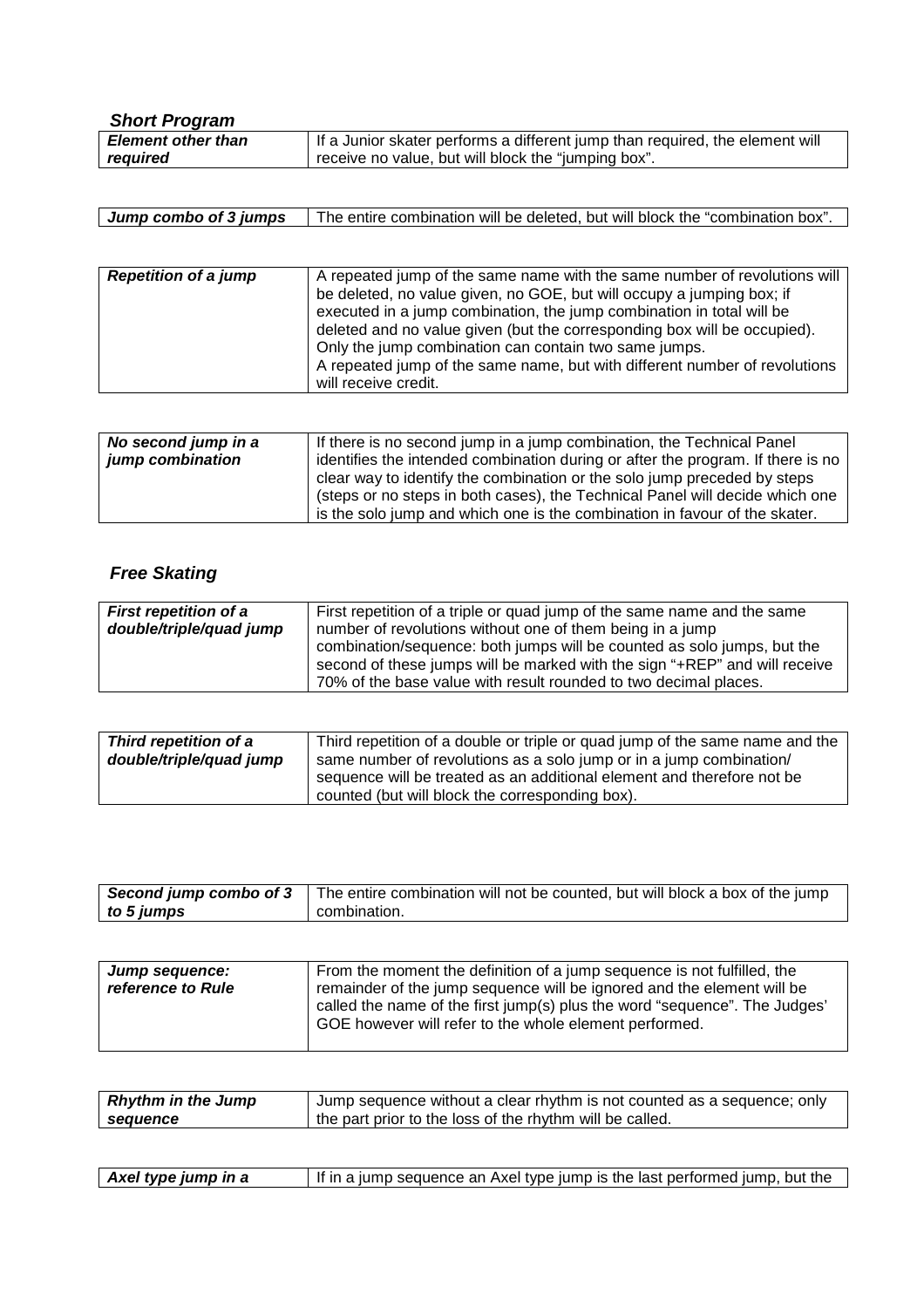### *Short Program*

| ***Element other than required*** | If a Junior skater performs a different jump than required, the element will receive no value, but will block the "jumping box". |
|---|---|

| ***Jump combo of 3 jumps*** | The entire combination will be deleted, but will block the "combination box". |
|---|---|

| ***Repetition of a jump*** | A repeated jump of the same name with the same number of revolutions will be deleted, no value given, no GOE, but will occupy a jumping box; if executed in a jump combination, the jump combination in total will be deleted and no value given (but the corresponding box will be occupied). Only the jump combination can contain two same jumps.<br>A repeated jump of the same name, but with different number of revolutions will receive credit. |
|---|---|

| ***No second jump in a jump combination*** | If there is no second jump in a jump combination, the Technical Panel identifies the intended combination during or after the program. If there is no clear way to identify the combination or the solo jump preceded by steps (steps or no steps in both cases), the Technical Panel will decide which one is the solo jump and which one is the combination in favour of the skater. |
|---|---|

### *Free Skating*

| ***First repetition of a double/triple/quad jump*** | First repetition of a triple or quad jump of the same name and the same number of revolutions without one of them being in a jump combination/sequence: both jumps will be counted as solo jumps, but the second of these jumps will be marked with the sign "+REP" and will receive 70% of the base value with result rounded to two decimal places. |
|---|---|

| ***Third repetition of a double/triple/quad jump*** | Third repetition of a double or triple or quad jump of the same name and the same number of revolutions as a solo jump or in a jump combination/ sequence will be treated as an additional element and therefore not be counted (but will block the corresponding box). |
|---|---|

| ***Second jump combo of 3 to 5 jumps*** | The entire combination will not be counted, but will block a box of the jump combination. |
|---|---|

| ***Jump sequence: reference to Rule*** | From the moment the definition of a jump sequence is not fulfilled, the remainder of the jump sequence will be ignored and the element will be called the name of the first jump(s) plus the word "sequence". The Judges' GOE however will refer to the whole element performed. |
|---|---|

| ***Rhythm in the Jump sequence*** | Jump sequence without a clear rhythm is not counted as a sequence; only the part prior to the loss of the rhythm will be called. |
|---|---|

| ***Axel type jump in a*** | If in a jump sequence an Axel type jump is the last performed jump, but the |
|---|---|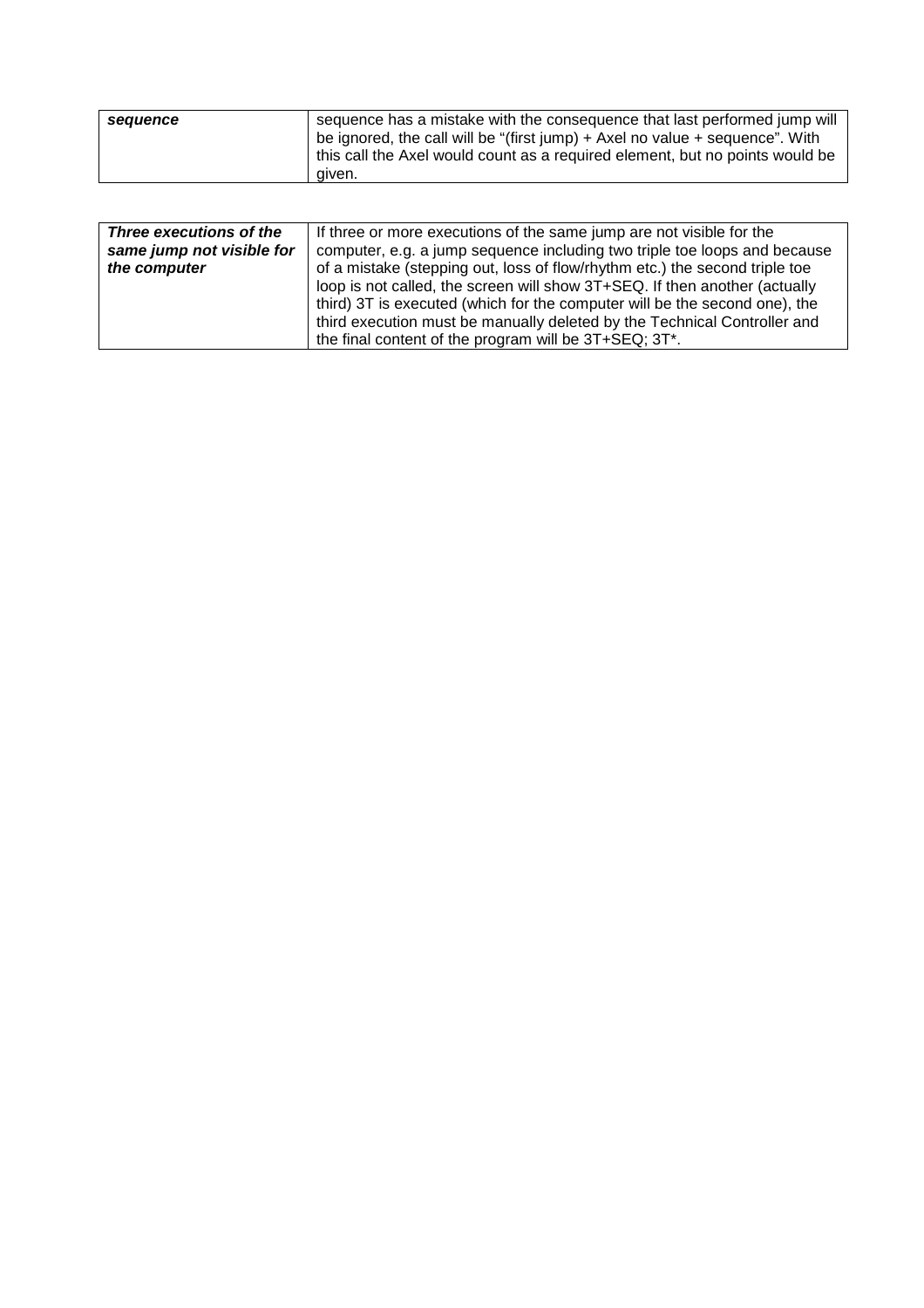| | |
|---|---|
| ***sequence*** | sequence has a mistake with the consequence that last performed jump will be ignored, the call will be "(first jump) + Axel no value + sequence". With this call the Axel would count as a required element, but no points would be given. |

| | |
|---|---|
| ***Three executions of the same jump not visible for the computer*** | If three or more executions of the same jump are not visible for the computer, e.g. a jump sequence including two triple toe loops and because of a mistake (stepping out, loss of flow/rhythm etc.) the second triple toe loop is not called, the screen will show 3T+SEQ. If then another (actually third) 3T is executed (which for the computer will be the second one), the third execution must be manually deleted by the Technical Controller and the final content of the program will be 3T+SEQ; 3T*. |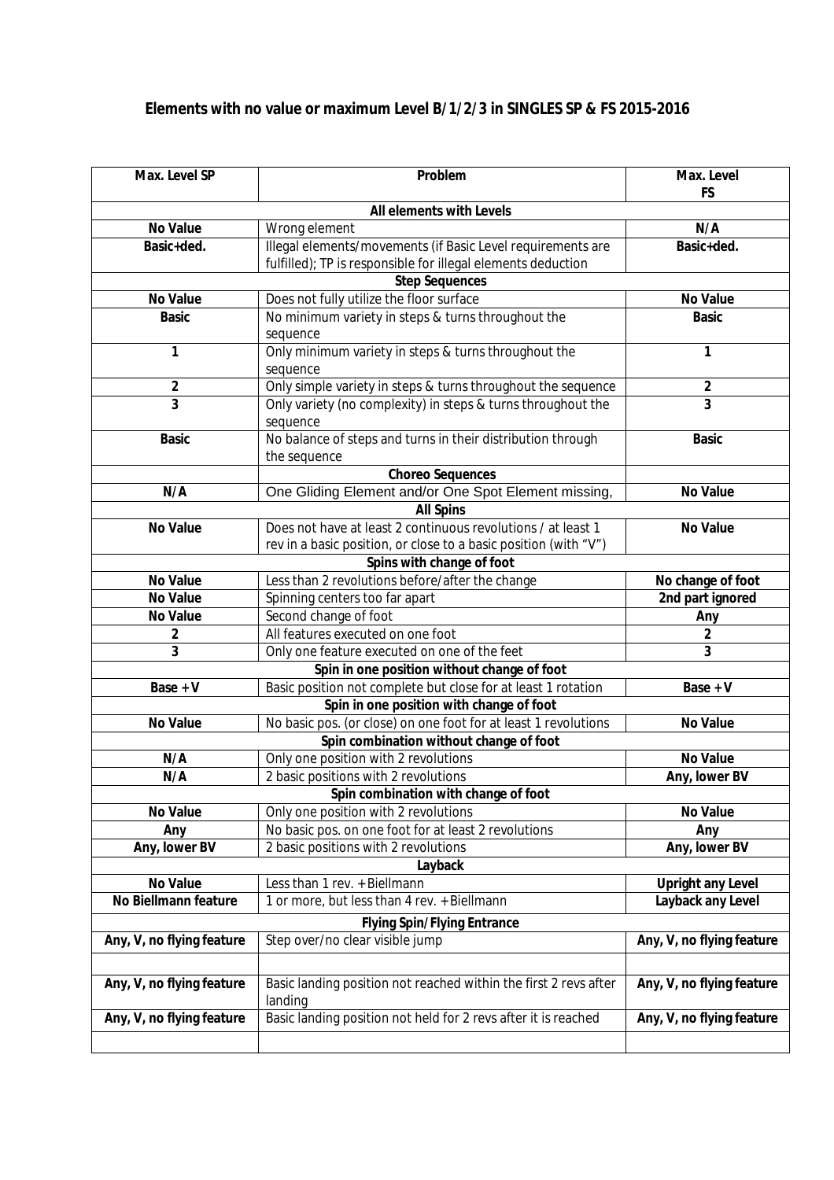**Elements with no value or maximum Level B/1/2/3 in SINGLES SP & FS 2015-2016**

| Max. Level SP | Problem | Max. Level FS |
|---|---|---|
| | **All elements with Levels** | |
| **No Value** | Wrong element | **N/A** |
| **Basic+ded.** | Illegal elements/movements (if Basic Level requirements are fulfilled); TP is responsible for illegal elements deduction | **Basic+ded.** |
| | **Step Sequences** | |
| **No Value** | Does not fully utilize the floor surface | **No Value** |
| **Basic** | No minimum variety in steps & turns throughout the sequence | **Basic** |
| **1** | Only minimum variety in steps & turns throughout the sequence | **1** |
| **2** | Only simple variety in steps & turns throughout the sequence | **2** |
| **3** | Only variety (no complexity) in steps & turns throughout the sequence | **3** |
| **Basic** | No balance of steps and turns in their distribution through the sequence | **Basic** |
| | **Choreo Sequences** | |
| **N/A** | One Gliding Element and/or One Spot Element missing, | **No Value** |
| | **All Spins** | |
| **No Value** | Does not have at least 2 continuous revolutions / at least 1 rev in a basic position, or close to a basic position (with "V") | **No Value** |
| | **Spins with change of foot** | |
| **No Value** | Less than 2 revolutions before/after the change | **No change of foot** |
| **No Value** | Spinning centers too far apart | **2nd part ignored** |
| **No Value** | Second change of foot | **Any** |
| **2** | All features executed on one foot | **2** |
| **3** | Only one feature executed on one of the feet | **3** |
| | **Spin in one position without change of foot** | |
| **Base + V** | Basic position not complete but close for at least 1 rotation | **Base + V** |
| | **Spin in one position with change of foot** | |
| **No Value** | No basic pos. (or close) on one foot for at least 1 revolutions | **No Value** |
| | **Spin combination without change of foot** | |
| **N/A** | Only one position with 2 revolutions | **No Value** |
| **N/A** | 2 basic positions with 2 revolutions | **Any, lower BV** |
| | **Spin combination with change of foot** | |
| **No Value** | Only one position with 2 revolutions | **No Value** |
| **Any** | No basic pos. on one foot for at least 2 revolutions | **Any** |
| **Any, lower BV** | 2 basic positions with 2 revolutions | **Any, lower BV** |
| | **Layback** | |
| **No Value** | Less than 1 rev. + Biellmann | **Upright any Level** |
| **No Biellmann feature** | 1 or more, but less than 4 rev. + Biellmann | **Layback any Level** |
| | **Flying Spin/Flying Entrance** | |
| **Any, V, no flying feature** | Step over/no clear visible jump | **Any, V, no flying feature** |
| | | |
| **Any, V, no flying feature** | Basic landing position not reached within the first 2 revs after landing | **Any, V, no flying feature** |
| **Any, V, no flying feature** | Basic landing position not held for 2 revs after it is reached | **Any, V, no flying feature** |
| | | |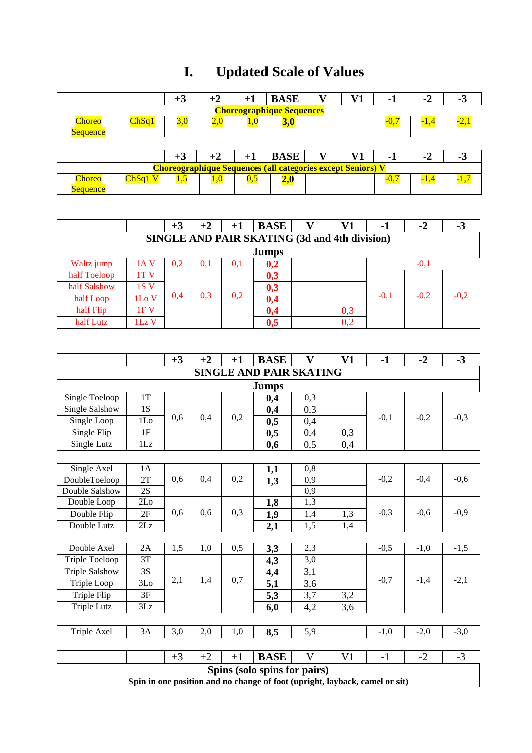# I. Updated Scale of Values

| | | +3 | +2 | +1 | BASE | V | V1 | -1 | -2 | -3 |
|---|---|---|---|---|---|---|---|---|---|---|
| **Choreographique Sequences** | | | | | | | | | | |
| Choreo Sequence | ChSq1 | 3,0 | 2,0 | 1,0 | **3,0** | | | -0,7 | -1,4 | -2,1 |

| | | +3 | +2 | +1 | BASE | V | V1 | -1 | -2 | -3 |
|---|---|---|---|---|---|---|---|---|---|---|
| **Choreographique Sequences (all categories except Seniors) V** | | | | | | | | | | |
| Choreo Sequence | ChSq1 V | 1,5 | 1,0 | 0,5 | **2,0** | | | -0,7 | -1,4 | -1,7 |

| | | +3 | +2 | +1 | BASE | V | V1 | -1 | -2 | -3 |
|---|---|---|---|---|---|---|---|---|---|---|
| **SINGLE AND PAIR SKATING (3d and 4th division)** | | | | | | | | | | |
| **Jumps** | | | | | | | | | | |
| Waltz jump | 1A V | 0,2 | 0,1 | 0,1 | **0,2** | | | | -0,1 | |
| half Toeloop | 1T V | 0,4 | 0,3 | 0,2 | **0,3** | | | -0,1 | -0,2 | -0,2 |
| half Salshow | 1S V | | | | **0,3** | | | | | |
| half Loop | 1Lo V | | | | **0,4** | | | | | |
| half Flip | 1F V | | | | **0,4** | | 0,3 | | | |
| half Lutz | 1Lz V | | | | **0,5** | | 0,2 | | | |

| | | +3 | +2 | +1 | BASE | V | V1 | -1 | -2 | -3 |
|---|---|---|---|---|---|---|---|---|---|---|
| **SINGLE AND PAIR SKATING** | | | | | | | | | | |
| **Jumps** | | | | | | | | | | |
| Single Toeloop | 1T | 0,6 | 0,4 | 0,2 | **0,4** | 0,3 | | -0,1 | -0,2 | -0,3 |
| Single Salshow | 1S | | | | **0,4** | 0,3 | | | | |
| Single Loop | 1Lo | | | | **0,5** | 0,4 | | | | |
| Single Flip | 1F | | | | **0,5** | 0,4 | 0,3 | | | |
| Single Lutz | 1Lz | | | | **0,6** | 0,5 | 0,4 | | | |
| Single Axel | 1A | 0,6 | 0,4 | 0,2 | **1,1** | 0,8 | | -0,2 | -0,4 | -0,6 |
| DoubleToeloop | 2T | | | | **1,3** | 0,9 | | | | |
| Double Salshow | 2S | | | | | 0,9 | | | | |
| Double Loop | 2Lo | 0,6 | 0,6 | 0,3 | **1,8** | 1,3 | | -0,3 | -0,6 | -0,9 |
| Double Flip | 2F | | | | **1,9** | 1,4 | 1,3 | | | |
| Double Lutz | 2Lz | | | | **2,1** | 1,5 | 1,4 | | | |
| Double Axel | 2A | 1,5 | 1,0 | 0,5 | **3,3** | 2,3 | | -0,5 | -1,0 | -1,5 |
| Triple Toeloop | 3T | 2,1 | 1,4 | 0,7 | **4,3** | 3,0 | | -0,7 | -1,4 | -2,1 |
| Triple Salshow | 3S | | | | **4,4** | 3,1 | | | | |
| Triple Loop | 3Lo | | | | **5,1** | 3,6 | | | | |
| Triple Flip | 3F | | | | **5,3** | 3,7 | 3,2 | | | |
| Triple Lutz | 3Lz | | | | **6,0** | 4,2 | 3,6 | | | |
| Triple Axel | 3A | 3,0 | 2,0 | 1,0 | **8,5** | 5,9 | | -1,0 | -2,0 | -3,0 |

| | | +3 | +2 | +1 | BASE | V | V1 | -1 | -2 | -3 |
|---|---|---|---|---|---|---|---|---|---|---|
| **Spins (solo spins for pairs)** | | | | | | | | | | |
| **Spin in one position and no change of foot (upright, layback, camel or sit)** | | | | | | | | | | |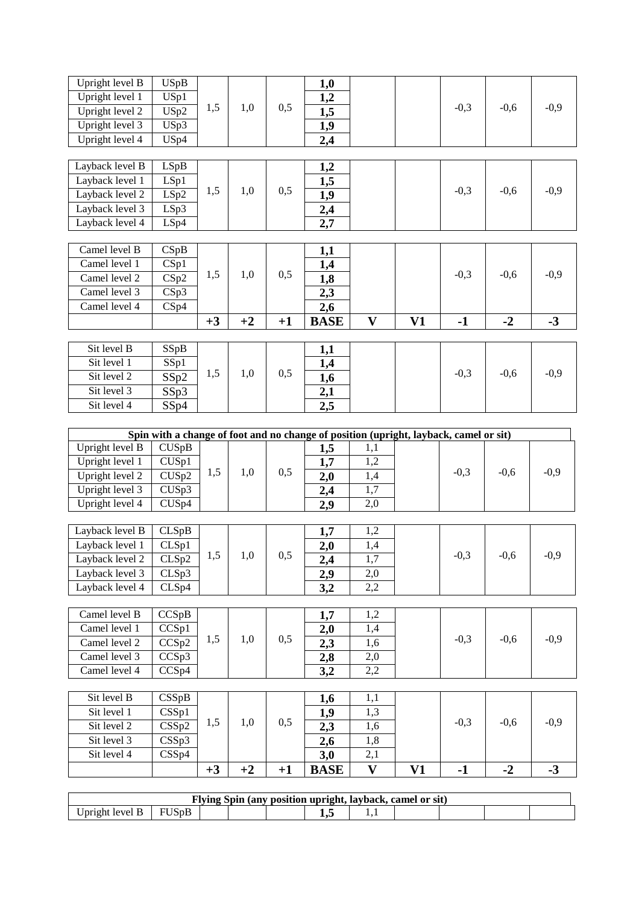| | | +3 | +2 | +1 | BASE | V | V1 | -1 | -2 | -3 |
|---|---|---|---|---|---|---|---|---|---|---|
| Upright level B | USpB | 1,5 | 1,0 | 0,5 | **1,0** | | | -0,3 | -0,6 | -0,9 |
| Upright level 1 | USp1 | | | | **1,2** | | | | | |
| Upright level 2 | USp2 | | | | **1,5** | | | | | |
| Upright level 3 | USp3 | | | | **1,9** | | | | | |
| Upright level 4 | USp4 | | | | **2,4** | | | | | |
| Layback level B | LSpB | 1,5 | 1,0 | 0,5 | **1,2** | | | -0,3 | -0,6 | -0,9 |
| Layback level 1 | LSp1 | | | | **1,5** | | | | | |
| Layback level 2 | LSp2 | | | | **1,9** | | | | | |
| Layback level 3 | LSp3 | | | | **2,4** | | | | | |
| Layback level 4 | LSp4 | | | | **2,7** | | | | | |
| Camel level B | CSpB | 1,5 | 1,0 | 0,5 | **1,1** | | | -0,3 | -0,6 | -0,9 |
| Camel level 1 | CSp1 | | | | **1,4** | | | | | |
| Camel level 2 | CSp2 | | | | **1,8** | | | | | |
| Camel level 3 | CSp3 | | | | **2,3** | | | | | |
| Camel level 4 | CSp4 | | | | **2,6** | | | | | |
| | | **+3** | **+2** | **+1** | **BASE** | **V** | **V1** | **-1** | **-2** | **-3** |
| Sit level B | SSpB | 1,5 | 1,0 | 0,5 | **1,1** | | | -0,3 | -0,6 | -0,9 |
| Sit level 1 | SSp1 | | | | **1,4** | | | | | |
| Sit level 2 | SSp2 | | | | **1,6** | | | | | |
| Sit level 3 | SSp3 | | | | **2,1** | | | | | |
| Sit level 4 | SSp4 | | | | **2,5** | | | | | |

| **Spin with a change of foot and no change of position (upright, layback, camel or sit)** | | | | | | | | | | |
|---|---|---|---|---|---|---|---|---|---|---|
| Upright level B | CUSpB | 1,5 | 1,0 | 0,5 | **1,5** | 1,1 | | -0,3 | -0,6 | -0,9 |
| Upright level 1 | CUSp1 | | | | **1,7** | 1,2 | | | | |
| Upright level 2 | CUSp2 | | | | **2,0** | 1,4 | | | | |
| Upright level 3 | CUSp3 | | | | **2,4** | 1,7 | | | | |
| Upright level 4 | CUSp4 | | | | **2,9** | 2,0 | | | | |
| Layback level B | CLSpB | 1,5 | 1,0 | 0,5 | **1,7** | 1,2 | | -0,3 | -0,6 | -0,9 |
| Layback level 1 | CLSp1 | | | | **2,0** | 1,4 | | | | |
| Layback level 2 | CLSp2 | | | | **2,4** | 1,7 | | | | |
| Layback level 3 | CLSp3 | | | | **2,9** | 2,0 | | | | |
| Layback level 4 | CLSp4 | | | | **3,2** | 2,2 | | | | |
| Camel level B | CCSpB | 1,5 | 1,0 | 0,5 | **1,7** | 1,2 | | -0,3 | -0,6 | -0,9 |
| Camel level 1 | CCSp1 | | | | **2,0** | 1,4 | | | | |
| Camel level 2 | CCSp2 | | | | **2,3** | 1,6 | | | | |
| Camel level 3 | CCSp3 | | | | **2,8** | 2,0 | | | | |
| Camel level 4 | CCSp4 | | | | **3,2** | 2,2 | | | | |
| Sit level B | CSSpB | 1,5 | 1,0 | 0,5 | **1,6** | 1,1 | | -0,3 | -0,6 | -0,9 |
| Sit level 1 | CSSp1 | | | | **1,9** | 1,3 | | | | |
| Sit level 2 | CSSp2 | | | | **2,3** | 1,6 | | | | |
| Sit level 3 | CSSp3 | | | | **2,6** | 1,8 | | | | |
| Sit level 4 | CSSp4 | | | | **3,0** | 2,1 | | | | |
| | | **+3** | **+2** | **+1** | **BASE** | **V** | **V1** | **-1** | **-2** | **-3** |

| **Flying Spin (any position upright, layback, camel or sit)** | | | | | | | | | | |
|---|---|---|---|---|---|---|---|---|---|---|
| Upright level B | FUSpB | | | | **1,5** | 1,1 | | | | |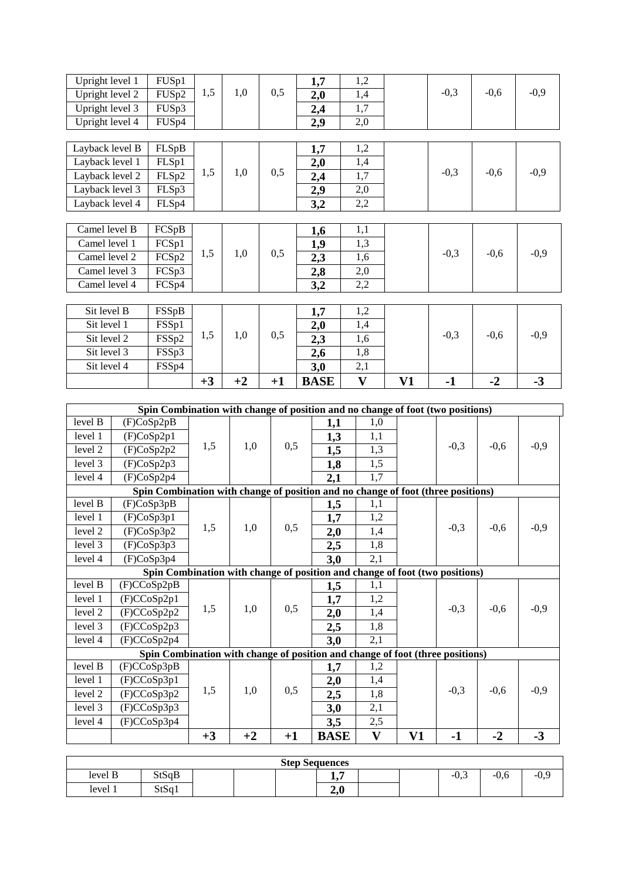| | | | | | | | | | | |
|---|---|---|---|---|---|---|---|---|---|---|
| Upright level 1 | FUSp1 | 1,5 | 1,0 | 0,5 | **1,7** | 1,2 | | -0,3 | -0,6 | -0,9 |
| Upright level 2 | FUSp2 | | | | **2,0** | 1,4 | | | | |
| Upright level 3 | FUSp3 | | | | **2,4** | 1,7 | | | | |
| Upright level 4 | FUSp4 | | | | **2,9** | 2,0 | | | | |
| | | | | | | | | | | |
| Layback level B | FLSpB | 1,5 | 1,0 | 0,5 | **1,7** | 1,2 | | -0,3 | -0,6 | -0,9 |
| Layback level 1 | FLSp1 | | | | **2,0** | 1,4 | | | | |
| Layback level 2 | FLSp2 | | | | **2,4** | 1,7 | | | | |
| Layback level 3 | FLSp3 | | | | **2,9** | 2,0 | | | | |
| Layback level 4 | FLSp4 | | | | **3,2** | 2,2 | | | | |
| | | | | | | | | | | |
| Camel level B | FCSpB | 1,5 | 1,0 | 0,5 | **1,6** | 1,1 | | -0,3 | -0,6 | -0,9 |
| Camel level 1 | FCSp1 | | | | **1,9** | 1,3 | | | | |
| Camel level 2 | FCSp2 | | | | **2,3** | 1,6 | | | | |
| Camel level 3 | FCSp3 | | | | **2,8** | 2,0 | | | | |
| Camel level 4 | FCSp4 | | | | **3,2** | 2,2 | | | | |
| | | | | | | | | | | |
| Sit level B | FSSpB | 1,5 | 1,0 | 0,5 | **1,7** | 1,2 | | -0,3 | -0,6 | -0,9 |
| Sit level 1 | FSSp1 | | | | **2,0** | 1,4 | | | | |
| Sit level 2 | FSSp2 | | | | **2,3** | 1,6 | | | | |
| Sit level 3 | FSSp3 | | | | **2,6** | 1,8 | | | | |
| Sit level 4 | FSSp4 | | | | **3,0** | 2,1 | | | | |
| | | **+3** | **+2** | **+1** | **BASE** | **V** | **V1** | **-1** | **-2** | **-3** |

| | | | | | | | | | | |
|---|---|---|---|---|---|---|---|---|---|---|
| **Spin Combination with change of position and no change of foot (two positions)** | | | | | | | | | | |
| level B | (F)CoSp2pB | 1,5 | 1,0 | 0,5 | **1,1** | 1,0 | | -0,3 | -0,6 | -0,9 |
| level 1 | (F)CoSp2p1 | | | | **1,3** | 1,1 | | | | |
| level 2 | (F)CoSp2p2 | | | | **1,5** | 1,3 | | | | |
| level 3 | (F)CoSp2p3 | | | | **1,8** | 1,5 | | | | |
| level 4 | (F)CoSp2p4 | | | | **2,1** | 1,7 | | | | |
| **Spin Combination with change of position and no change of foot (three positions)** | | | | | | | | | | |
| level B | (F)CoSp3pB | 1,5 | 1,0 | 0,5 | **1,5** | 1,1 | | -0,3 | -0,6 | -0,9 |
| level 1 | (F)CoSp3p1 | | | | **1,7** | 1,2 | | | | |
| level 2 | (F)CoSp3p2 | | | | **2,0** | 1,4 | | | | |
| level 3 | (F)CoSp3p3 | | | | **2,5** | 1,8 | | | | |
| level 4 | (F)CoSp3p4 | | | | **3,0** | 2,1 | | | | |
| **Spin Combination with change of position and change of foot (two positions)** | | | | | | | | | | |
| level B | (F)CCoSp2pB | 1,5 | 1,0 | 0,5 | **1,5** | 1,1 | | -0,3 | -0,6 | -0,9 |
| level 1 | (F)CCoSp2p1 | | | | **1,7** | 1,2 | | | | |
| level 2 | (F)CCoSp2p2 | | | | **2,0** | 1,4 | | | | |
| level 3 | (F)CCoSp2p3 | | | | **2,5** | 1,8 | | | | |
| level 4 | (F)CCoSp2p4 | | | | **3,0** | 2,1 | | | | |
| **Spin Combination with change of position and change of foot (three positions)** | | | | | | | | | | |
| level B | (F)CCoSp3pB | 1,5 | 1,0 | 0,5 | **1,7** | 1,2 | | -0,3 | -0,6 | -0,9 |
| level 1 | (F)CCoSp3p1 | | | | **2,0** | 1,4 | | | | |
| level 2 | (F)CCoSp3p2 | | | | **2,5** | 1,8 | | | | |
| level 3 | (F)CCoSp3p3 | | | | **3,0** | 2,1 | | | | |
| level 4 | (F)CCoSp3p4 | | | | **3,5** | 2,5 | | | | |
| | | **+3** | **+2** | **+1** | **BASE** | **V** | **V1** | **-1** | **-2** | **-3** |

| | | | | | | | | | | |
|---|---|---|---|---|---|---|---|---|---|---|
| **Step Sequences** | | | | | | | | | | |
| level B | StSqB | | | | **1,7** | | | -0,3 | -0,6 | -0,9 |
| level 1 | StSq1 | | | | **2,0** | | | | | |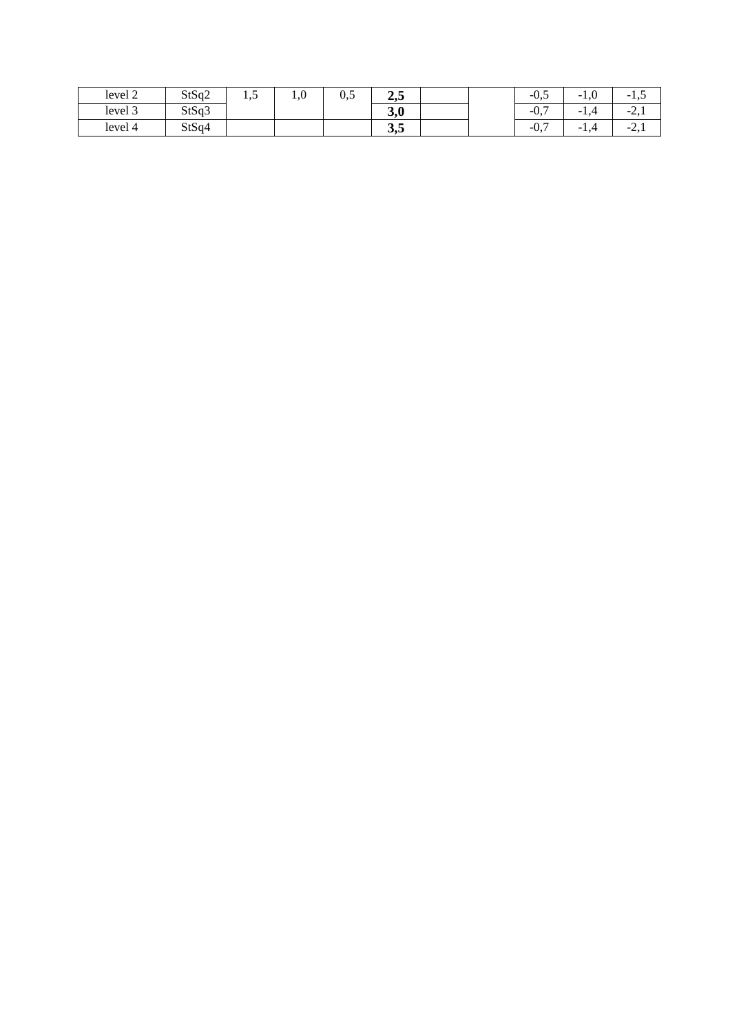| | | | | | | | | | | |
|---|---|---|---|---|---|---|---|---|---|---|
| level 2 | StSq2 | 1,5 | 1,0 | 0,5 | **2,5** | | | -0,5 | -1,0 | -1,5 |
| level 3 | StSq3 | | | | **3,0** | | | -0,7 | -1,4 | -2,1 |
| level 4 | StSq4 | | | | **3,5** | | | -0,7 | -1,4 | -2,1 |